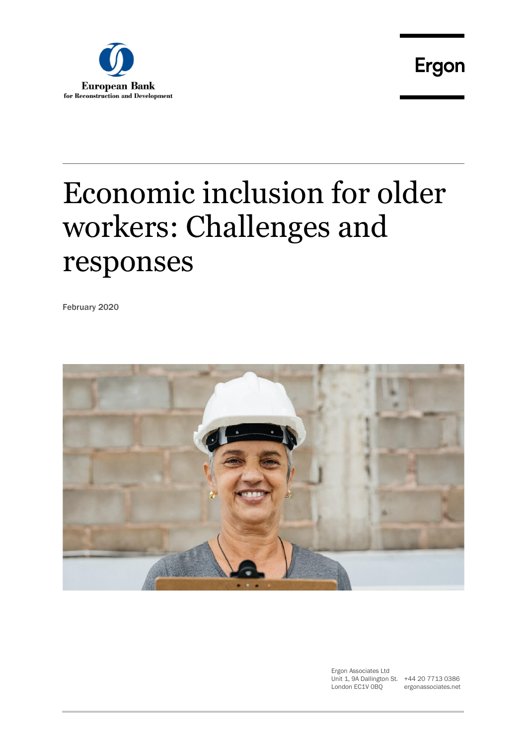European Bank for Reconstruction and Development

Ergon

# Economic inclusion for older workers: Challenges and responses

February 2020

Ergon Associates Ltd
Unit 1, 9A Dallington St.
London EC1V 0BQ
+44 20 7713 0386
ergonassociates.net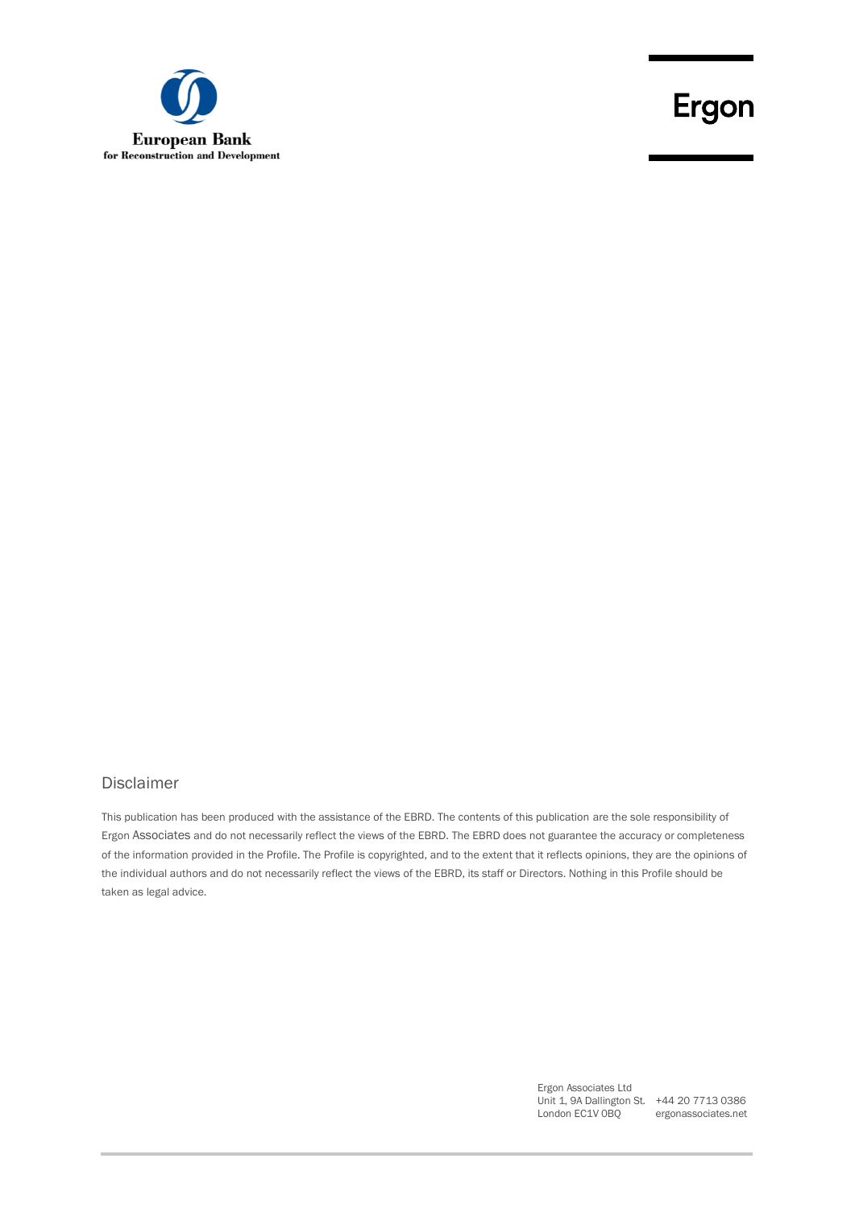European Bank
for Reconstruction and Development

Ergon

## Disclaimer

This publication has been produced with the assistance of the EBRD. The contents of this publication are the sole responsibility of Ergon Associates and do not necessarily reflect the views of the EBRD. The EBRD does not guarantee the accuracy or completeness of the information provided in the Profile. The Profile is copyrighted, and to the extent that it reflects opinions, they are the opinions of the individual authors and do not necessarily reflect the views of the EBRD, its staff or Directors. Nothing in this Profile should be taken as legal advice.

Ergon Associates Ltd
Unit 1, 9A Dallington St.
London EC1V 0BQ

+44 20 7713 0386
ergonassociates.net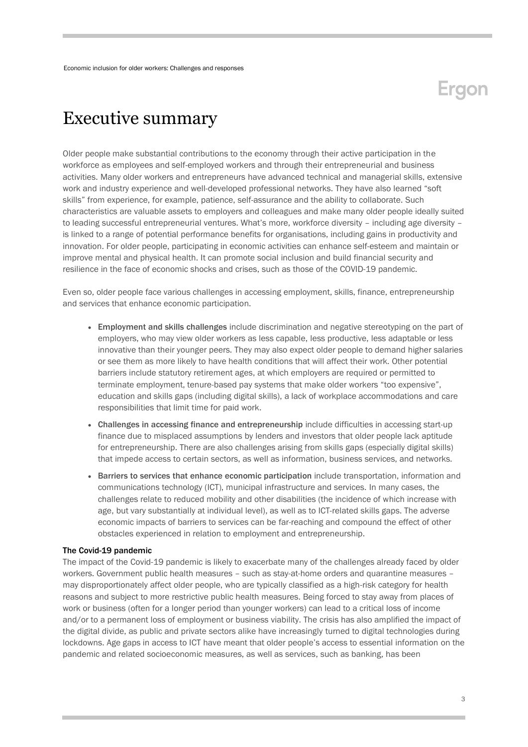# Executive summary

Older people make substantial contributions to the economy through their active participation in the workforce as employees and self-employed workers and through their entrepreneurial and business activities. Many older workers and entrepreneurs have advanced technical and managerial skills, extensive work and industry experience and well-developed professional networks. They have also learned "soft skills" from experience, for example, patience, self-assurance and the ability to collaborate. Such characteristics are valuable assets to employers and colleagues and make many older people ideally suited to leading successful entrepreneurial ventures. What's more, workforce diversity – including age diversity – is linked to a range of potential performance benefits for organisations, including gains in productivity and innovation. For older people, participating in economic activities can enhance self-esteem and maintain or improve mental and physical health. It can promote social inclusion and build financial security and resilience in the face of economic shocks and crises, such as those of the COVID-19 pandemic.

Even so, older people face various challenges in accessing employment, skills, finance, entrepreneurship and services that enhance economic participation.

- **Employment and skills challenges** include discrimination and negative stereotyping on the part of employers, who may view older workers as less capable, less productive, less adaptable or less innovative than their younger peers. They may also expect older people to demand higher salaries or see them as more likely to have health conditions that will affect their work. Other potential barriers include statutory retirement ages, at which employers are required or permitted to terminate employment, tenure-based pay systems that make older workers "too expensive", education and skills gaps (including digital skills), a lack of workplace accommodations and care responsibilities that limit time for paid work.
- **Challenges in accessing finance and entrepreneurship** include difficulties in accessing start-up finance due to misplaced assumptions by lenders and investors that older people lack aptitude for entrepreneurship. There are also challenges arising from skills gaps (especially digital skills) that impede access to certain sectors, as well as information, business services, and networks.
- **Barriers to services that enhance economic participation** include transportation, information and communications technology (ICT), municipal infrastructure and services. In many cases, the challenges relate to reduced mobility and other disabilities (the incidence of which increase with age, but vary substantially at individual level), as well as to ICT-related skills gaps. The adverse economic impacts of barriers to services can be far-reaching and compound the effect of other obstacles experienced in relation to employment and entrepreneurship.

**The Covid-19 pandemic**

The impact of the Covid-19 pandemic is likely to exacerbate many of the challenges already faced by older workers. Government public health measures – such as stay-at-home orders and quarantine measures – may disproportionately affect older people, who are typically classified as a high-risk category for health reasons and subject to more restrictive public health measures. Being forced to stay away from places of work or business (often for a longer period than younger workers) can lead to a critical loss of income and/or to a permanent loss of employment or business viability. The crisis has also amplified the impact of the digital divide, as public and private sectors alike have increasingly turned to digital technologies during lockdowns. Age gaps in access to ICT have meant that older people's access to essential information on the pandemic and related socioeconomic measures, as well as services, such as banking, has been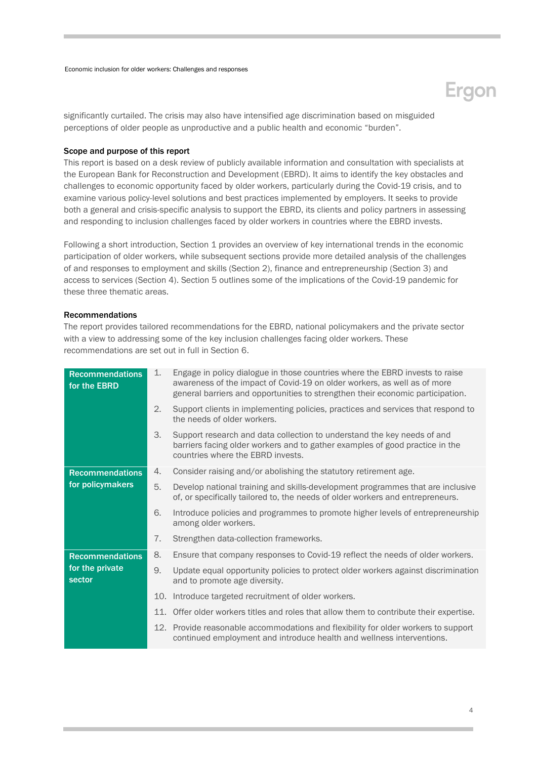significantly curtailed. The crisis may also have intensified age discrimination based on misguided perceptions of older people as unproductive and a public health and economic "burden".

### Scope and purpose of this report

This report is based on a desk review of publicly available information and consultation with specialists at the European Bank for Reconstruction and Development (EBRD). It aims to identify the key obstacles and challenges to economic opportunity faced by older workers, particularly during the Covid-19 crisis, and to examine various policy-level solutions and best practices implemented by employers. It seeks to provide both a general and crisis-specific analysis to support the EBRD, its clients and policy partners in assessing and responding to inclusion challenges faced by older workers in countries where the EBRD invests.

Following a short introduction, Section 1 provides an overview of key international trends in the economic participation of older workers, while subsequent sections provide more detailed analysis of the challenges of and responses to employment and skills (Section 2), finance and entrepreneurship (Section 3) and access to services (Section 4). Section 5 outlines some of the implications of the Covid-19 pandemic for these three thematic areas.

### Recommendations

The report provides tailored recommendations for the EBRD, national policymakers and the private sector with a view to addressing some of the key inclusion challenges facing older workers. These recommendations are set out in full in Section 6.

| | |
|---|---|
| **Recommendations for the EBRD** | 1. Engage in policy dialogue in those countries where the EBRD invests to raise awareness of the impact of Covid-19 on older workers, as well as of more general barriers and opportunities to strengthen their economic participation. |
| | 2. Support clients in implementing policies, practices and services that respond to the needs of older workers. |
| | 3. Support research and data collection to understand the key needs of and barriers facing older workers and to gather examples of good practice in the countries where the EBRD invests. |
| **Recommendations for policymakers** | 4. Consider raising and/or abolishing the statutory retirement age. |
| | 5. Develop national training and skills-development programmes that are inclusive of, or specifically tailored to, the needs of older workers and entrepreneurs. |
| | 6. Introduce policies and programmes to promote higher levels of entrepreneurship among older workers. |
| | 7. Strengthen data-collection frameworks. |
| **Recommendations for the private sector** | 8. Ensure that company responses to Covid-19 reflect the needs of older workers. |
| | 9. Update equal opportunity policies to protect older workers against discrimination and to promote age diversity. |
| | 10. Introduce targeted recruitment of older workers. |
| | 11. Offer older workers titles and roles that allow them to contribute their expertise. |
| | 12. Provide reasonable accommodations and flexibility for older workers to support continued employment and introduce health and wellness interventions. |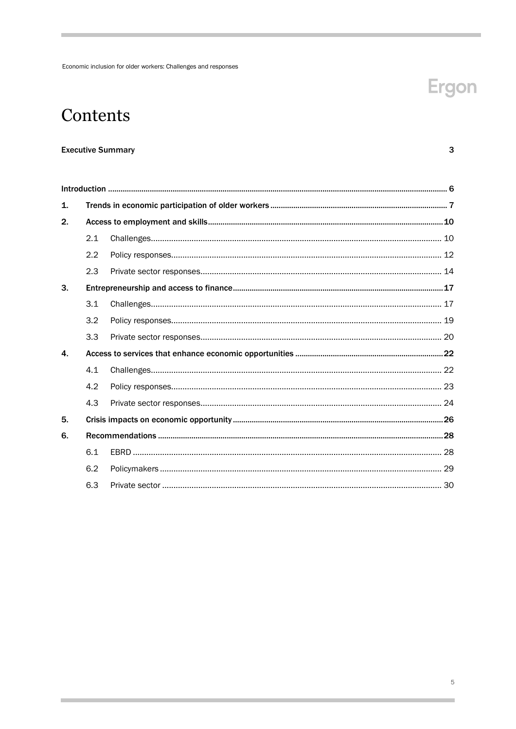# Contents

**Executive Summary** 3

**Introduction** ..... 6

1. **Trends in economic participation of older workers** ..... 7
2. **Access to employment and skills** ..... 10
   - 2.1 Challenges ..... 10
   - 2.2 Policy responses ..... 12
   - 2.3 Private sector responses ..... 14
3. **Entrepreneurship and access to finance** ..... 17
   - 3.1 Challenges ..... 17
   - 3.2 Policy responses ..... 19
   - 3.3 Private sector responses ..... 20
4. **Access to services that enhance economic opportunities** ..... 22
   - 4.1 Challenges ..... 22
   - 4.2 Policy responses ..... 23
   - 4.3 Private sector responses ..... 24
5. **Crisis impacts on economic opportunity** ..... 26
6. **Recommendations** ..... 28
   - 6.1 EBRD ..... 28
   - 6.2 Policymakers ..... 29
   - 6.3 Private sector ..... 30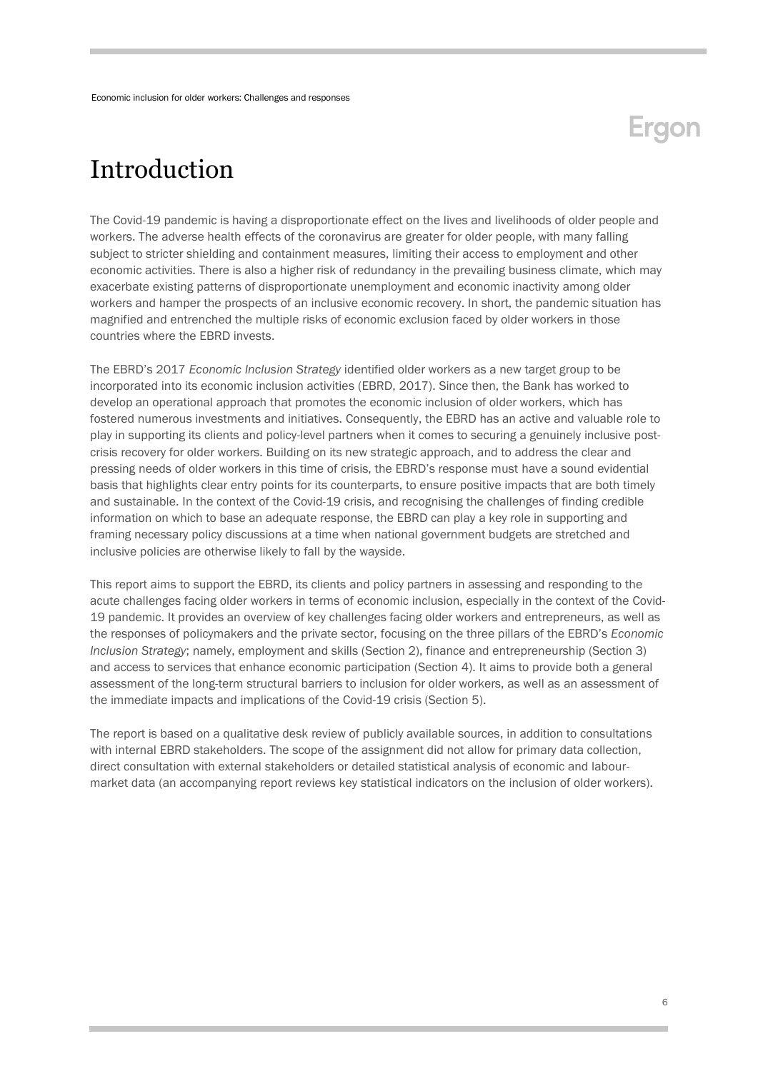# Introduction

The Covid-19 pandemic is having a disproportionate effect on the lives and livelihoods of older people and workers. The adverse health effects of the coronavirus are greater for older people, with many falling subject to stricter shielding and containment measures, limiting their access to employment and other economic activities. There is also a higher risk of redundancy in the prevailing business climate, which may exacerbate existing patterns of disproportionate unemployment and economic inactivity among older workers and hamper the prospects of an inclusive economic recovery. In short, the pandemic situation has magnified and entrenched the multiple risks of economic exclusion faced by older workers in those countries where the EBRD invests.

The EBRD's 2017 *Economic Inclusion Strategy* identified older workers as a new target group to be incorporated into its economic inclusion activities (EBRD, 2017). Since then, the Bank has worked to develop an operational approach that promotes the economic inclusion of older workers, which has fostered numerous investments and initiatives. Consequently, the EBRD has an active and valuable role to play in supporting its clients and policy-level partners when it comes to securing a genuinely inclusive post-crisis recovery for older workers. Building on its new strategic approach, and to address the clear and pressing needs of older workers in this time of crisis, the EBRD's response must have a sound evidential basis that highlights clear entry points for its counterparts, to ensure positive impacts that are both timely and sustainable. In the context of the Covid-19 crisis, and recognising the challenges of finding credible information on which to base an adequate response, the EBRD can play a key role in supporting and framing necessary policy discussions at a time when national government budgets are stretched and inclusive policies are otherwise likely to fall by the wayside.

This report aims to support the EBRD, its clients and policy partners in assessing and responding to the acute challenges facing older workers in terms of economic inclusion, especially in the context of the Covid-19 pandemic. It provides an overview of key challenges facing older workers and entrepreneurs, as well as the responses of policymakers and the private sector, focusing on the three pillars of the EBRD's *Economic Inclusion Strategy*; namely, employment and skills (Section 2), finance and entrepreneurship (Section 3) and access to services that enhance economic participation (Section 4). It aims to provide both a general assessment of the long-term structural barriers to inclusion for older workers, as well as an assessment of the immediate impacts and implications of the Covid-19 crisis (Section 5).

The report is based on a qualitative desk review of publicly available sources, in addition to consultations with internal EBRD stakeholders. The scope of the assignment did not allow for primary data collection, direct consultation with external stakeholders or detailed statistical analysis of economic and labour-market data (an accompanying report reviews key statistical indicators on the inclusion of older workers).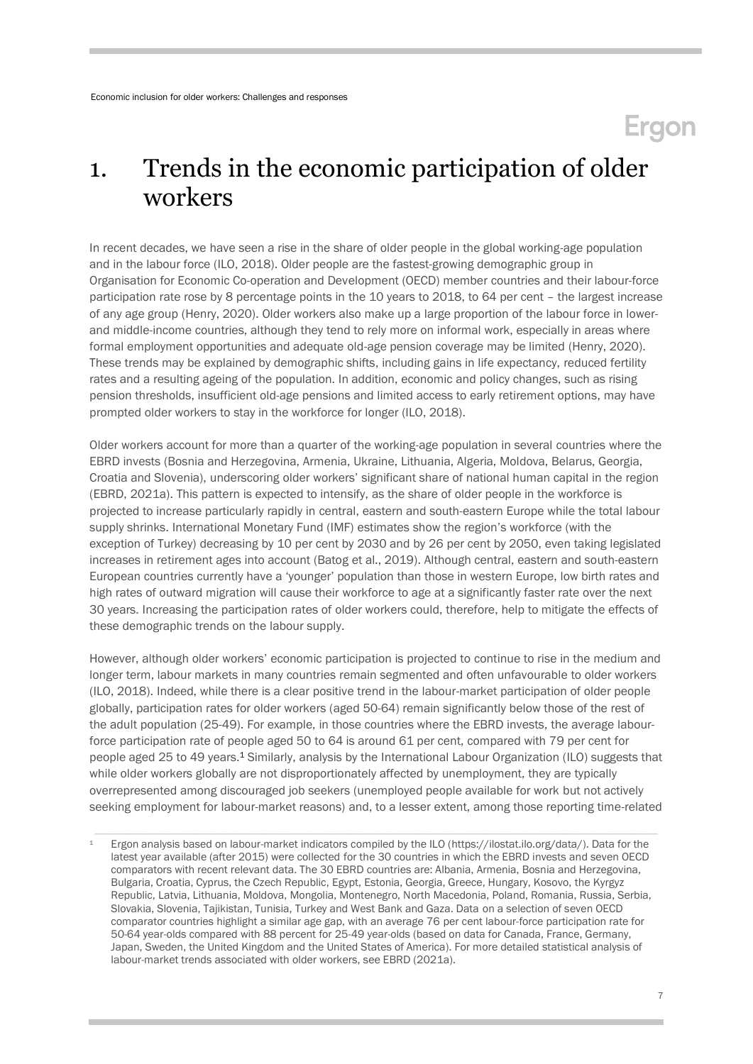# 1. Trends in the economic participation of older workers

In recent decades, we have seen a rise in the share of older people in the global working-age population and in the labour force (ILO, 2018). Older people are the fastest-growing demographic group in Organisation for Economic Co-operation and Development (OECD) member countries and their labour-force participation rate rose by 8 percentage points in the 10 years to 2018, to 64 per cent – the largest increase of any age group (Henry, 2020). Older workers also make up a large proportion of the labour force in lower- and middle-income countries, although they tend to rely more on informal work, especially in areas where formal employment opportunities and adequate old-age pension coverage may be limited (Henry, 2020). These trends may be explained by demographic shifts, including gains in life expectancy, reduced fertility rates and a resulting ageing of the population. In addition, economic and policy changes, such as rising pension thresholds, insufficient old-age pensions and limited access to early retirement options, may have prompted older workers to stay in the workforce for longer (ILO, 2018).

Older workers account for more than a quarter of the working-age population in several countries where the EBRD invests (Bosnia and Herzegovina, Armenia, Ukraine, Lithuania, Algeria, Moldova, Belarus, Georgia, Croatia and Slovenia), underscoring older workers' significant share of national human capital in the region (EBRD, 2021a). This pattern is expected to intensify, as the share of older people in the workforce is projected to increase particularly rapidly in central, eastern and south-eastern Europe while the total labour supply shrinks. International Monetary Fund (IMF) estimates show the region's workforce (with the exception of Turkey) decreasing by 10 per cent by 2030 and by 26 per cent by 2050, even taking legislated increases in retirement ages into account (Batog et al., 2019). Although central, eastern and south-eastern European countries currently have a 'younger' population than those in western Europe, low birth rates and high rates of outward migration will cause their workforce to age at a significantly faster rate over the next 30 years. Increasing the participation rates of older workers could, therefore, help to mitigate the effects of these demographic trends on the labour supply.

However, although older workers' economic participation is projected to continue to rise in the medium and longer term, labour markets in many countries remain segmented and often unfavourable to older workers (ILO, 2018). Indeed, while there is a clear positive trend in the labour-market participation of older people globally, participation rates for older workers (aged 50-64) remain significantly below those of the rest of the adult population (25-49). For example, in those countries where the EBRD invests, the average labour-force participation rate of people aged 50 to 64 is around 61 per cent, compared with 79 per cent for people aged 25 to 49 years.[1] Similarly, analysis by the International Labour Organization (ILO) suggests that while older workers globally are not disproportionately affected by unemployment, they are typically overrepresented among discouraged job seekers (unemployed people available for work but not actively seeking employment for labour-market reasons) and, to a lesser extent, among those reporting time-related

[1] Ergon analysis based on labour-market indicators compiled by the ILO (https://ilostat.ilo.org/data/). Data for the latest year available (after 2015) were collected for the 30 countries in which the EBRD invests and seven OECD comparators with recent relevant data. The 30 EBRD countries are: Albania, Armenia, Bosnia and Herzegovina, Bulgaria, Croatia, Cyprus, the Czech Republic, Egypt, Estonia, Georgia, Greece, Hungary, Kosovo, the Kyrgyz Republic, Latvia, Lithuania, Moldova, Mongolia, Montenegro, North Macedonia, Poland, Romania, Russia, Serbia, Slovakia, Slovenia, Tajikistan, Tunisia, Turkey and West Bank and Gaza. Data on a selection of seven OECD comparator countries highlight a similar age gap, with an average 76 per cent labour-force participation rate for 50-64 year-olds compared with 88 percent for 25-49 year-olds (based on data for Canada, France, Germany, Japan, Sweden, the United Kingdom and the United States of America). For more detailed statistical analysis of labour-market trends associated with older workers, see EBRD (2021a).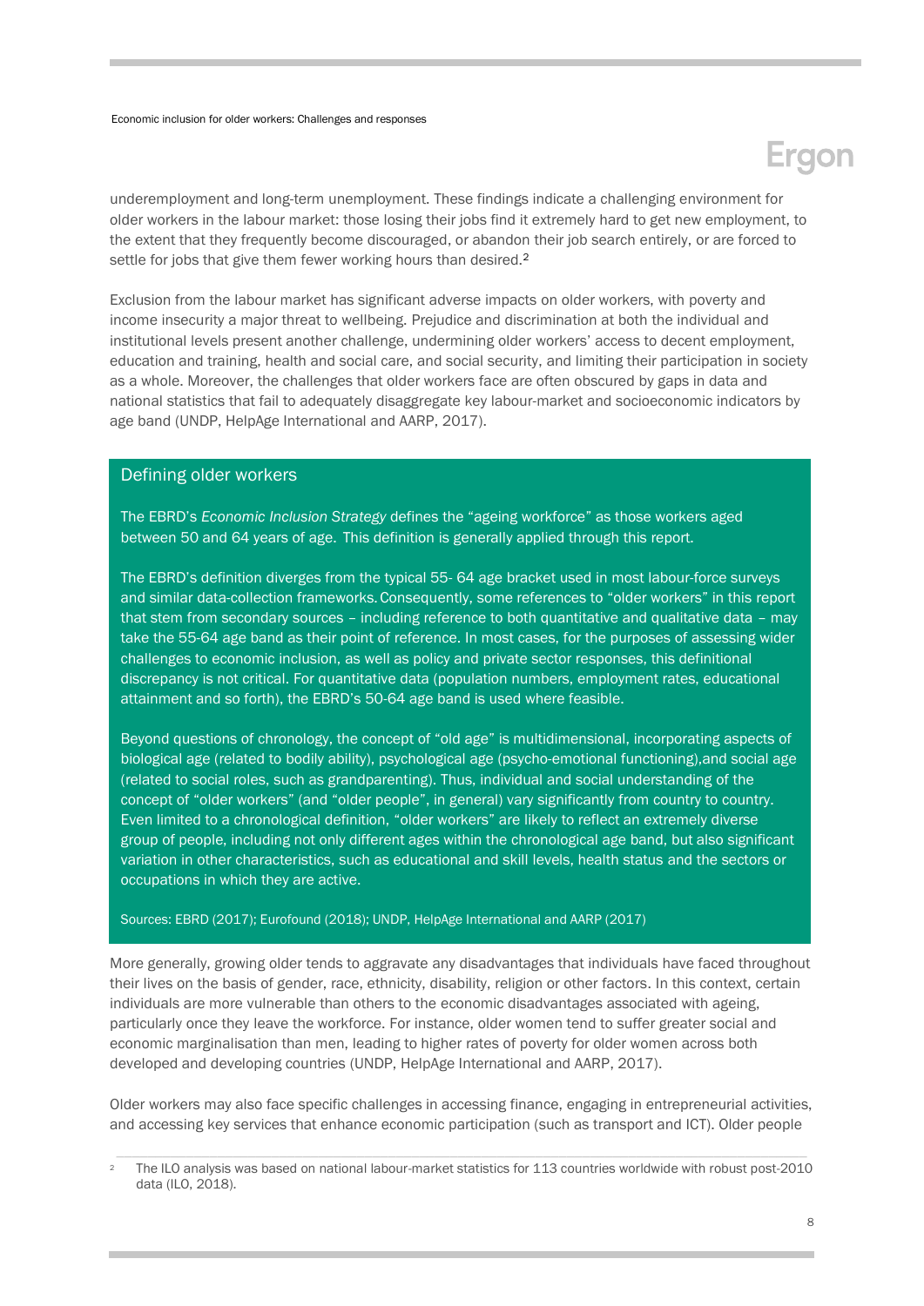underemployment and long-term unemployment. These findings indicate a challenging environment for older workers in the labour market: those losing their jobs find it extremely hard to get new employment, to the extent that they frequently become discouraged, or abandon their job search entirely, or are forced to settle for jobs that give them fewer working hours than desired.[2]

Exclusion from the labour market has significant adverse impacts on older workers, with poverty and income insecurity a major threat to wellbeing. Prejudice and discrimination at both the individual and institutional levels present another challenge, undermining older workers' access to decent employment, education and training, health and social care, and social security, and limiting their participation in society as a whole. Moreover, the challenges that older workers face are often obscured by gaps in data and national statistics that fail to adequately disaggregate key labour-market and socioeconomic indicators by age band (UNDP, HelpAge International and AARP, 2017).

### Defining older workers

The EBRD's *Economic Inclusion Strategy* defines the "ageing workforce" as those workers aged between 50 and 64 years of age. This definition is generally applied through this report.

The EBRD's definition diverges from the typical 55- 64 age bracket used in most labour-force surveys and similar data-collection frameworks. Consequently, some references to "older workers" in this report that stem from secondary sources – including reference to both quantitative and qualitative data – may take the 55-64 age band as their point of reference. In most cases, for the purposes of assessing wider challenges to economic inclusion, as well as policy and private sector responses, this definitional discrepancy is not critical. For quantitative data (population numbers, employment rates, educational attainment and so forth), the EBRD's 50-64 age band is used where feasible.

Beyond questions of chronology, the concept of "old age" is multidimensional, incorporating aspects of biological age (related to bodily ability), psychological age (psycho-emotional functioning),and social age (related to social roles, such as grandparenting). Thus, individual and social understanding of the concept of "older workers" (and "older people", in general) vary significantly from country to country. Even limited to a chronological definition, "older workers" are likely to reflect an extremely diverse group of people, including not only different ages within the chronological age band, but also significant variation in other characteristics, such as educational and skill levels, health status and the sectors or occupations in which they are active.

Sources: EBRD (2017); Eurofound (2018); UNDP, HelpAge International and AARP (2017)

More generally, growing older tends to aggravate any disadvantages that individuals have faced throughout their lives on the basis of gender, race, ethnicity, disability, religion or other factors. In this context, certain individuals are more vulnerable than others to the economic disadvantages associated with ageing, particularly once they leave the workforce. For instance, older women tend to suffer greater social and economic marginalisation than men, leading to higher rates of poverty for older women across both developed and developing countries (UNDP, HelpAge International and AARP, 2017).

Older workers may also face specific challenges in accessing finance, engaging in entrepreneurial activities, and accessing key services that enhance economic participation (such as transport and ICT). Older people

[2] The ILO analysis was based on national labour-market statistics for 113 countries worldwide with robust post-2010 data (ILO, 2018).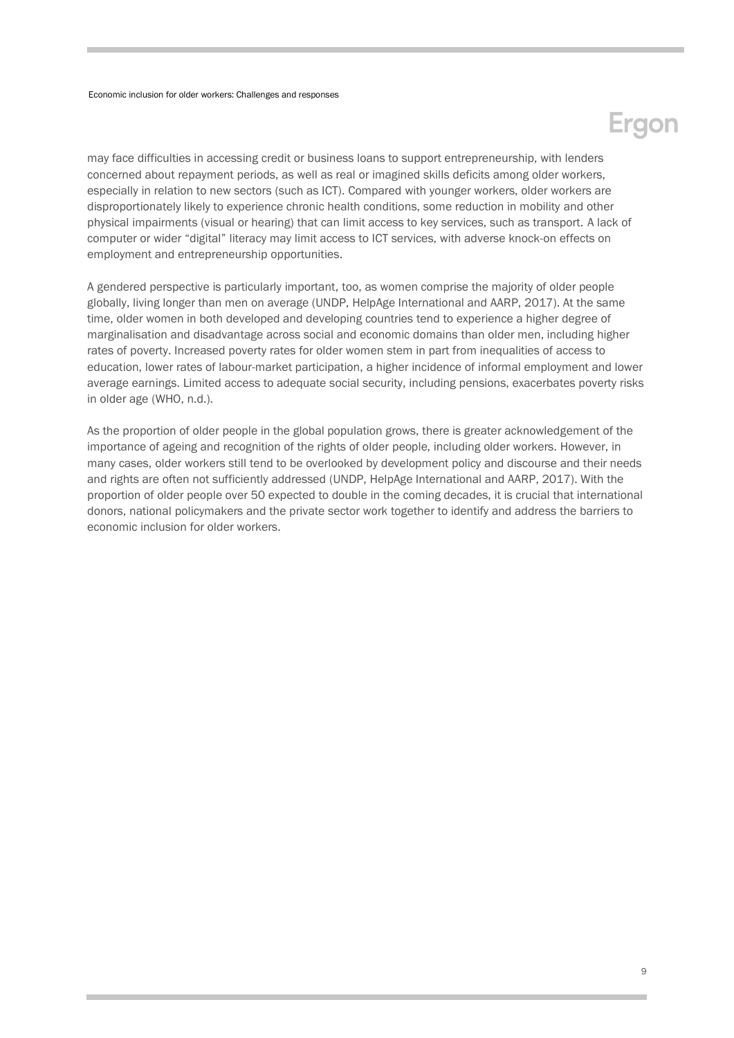may face difficulties in accessing credit or business loans to support entrepreneurship, with lenders concerned about repayment periods, as well as real or imagined skills deficits among older workers, especially in relation to new sectors (such as ICT). Compared with younger workers, older workers are disproportionately likely to experience chronic health conditions, some reduction in mobility and other physical impairments (visual or hearing) that can limit access to key services, such as transport. A lack of computer or wider "digital" literacy may limit access to ICT services, with adverse knock-on effects on employment and entrepreneurship opportunities.

A gendered perspective is particularly important, too, as women comprise the majority of older people globally, living longer than men on average (UNDP, HelpAge International and AARP, 2017). At the same time, older women in both developed and developing countries tend to experience a higher degree of marginalisation and disadvantage across social and economic domains than older men, including higher rates of poverty. Increased poverty rates for older women stem in part from inequalities of access to education, lower rates of labour-market participation, a higher incidence of informal employment and lower average earnings. Limited access to adequate social security, including pensions, exacerbates poverty risks in older age (WHO, n.d.).

As the proportion of older people in the global population grows, there is greater acknowledgement of the importance of ageing and recognition of the rights of older people, including older workers. However, in many cases, older workers still tend to be overlooked by development policy and discourse and their needs and rights are often not sufficiently addressed (UNDP, HelpAge International and AARP, 2017). With the proportion of older people over 50 expected to double in the coming decades, it is crucial that international donors, national policymakers and the private sector work together to identify and address the barriers to economic inclusion for older workers.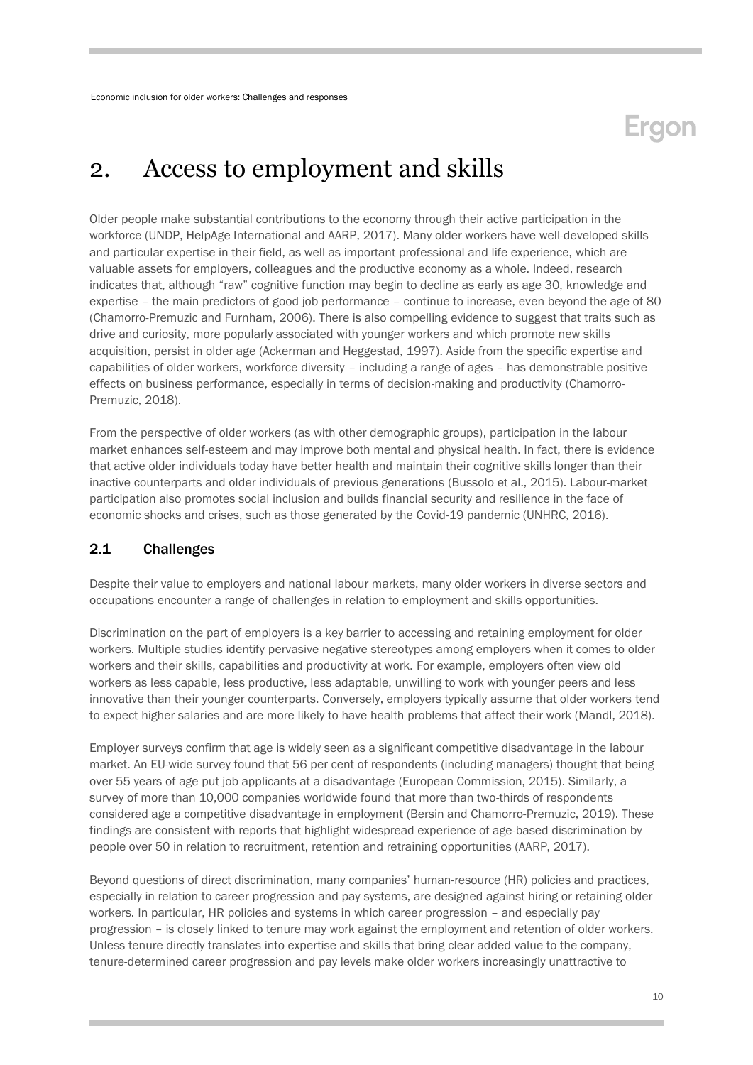# 2. Access to employment and skills

Older people make substantial contributions to the economy through their active participation in the workforce (UNDP, HelpAge International and AARP, 2017). Many older workers have well-developed skills and particular expertise in their field, as well as important professional and life experience, which are valuable assets for employers, colleagues and the productive economy as a whole. Indeed, research indicates that, although "raw" cognitive function may begin to decline as early as age 30, knowledge and expertise – the main predictors of good job performance – continue to increase, even beyond the age of 80 (Chamorro-Premuzic and Furnham, 2006). There is also compelling evidence to suggest that traits such as drive and curiosity, more popularly associated with younger workers and which promote new skills acquisition, persist in older age (Ackerman and Heggestad, 1997). Aside from the specific expertise and capabilities of older workers, workforce diversity – including a range of ages – has demonstrable positive effects on business performance, especially in terms of decision-making and productivity (Chamorro-Premuzic, 2018).

From the perspective of older workers (as with other demographic groups), participation in the labour market enhances self-esteem and may improve both mental and physical health. In fact, there is evidence that active older individuals today have better health and maintain their cognitive skills longer than their inactive counterparts and older individuals of previous generations (Bussolo et al., 2015). Labour-market participation also promotes social inclusion and builds financial security and resilience in the face of economic shocks and crises, such as those generated by the Covid-19 pandemic (UNHRC, 2016).

## 2.1 Challenges

Despite their value to employers and national labour markets, many older workers in diverse sectors and occupations encounter a range of challenges in relation to employment and skills opportunities.

Discrimination on the part of employers is a key barrier to accessing and retaining employment for older workers. Multiple studies identify pervasive negative stereotypes among employers when it comes to older workers and their skills, capabilities and productivity at work. For example, employers often view old workers as less capable, less productive, less adaptable, unwilling to work with younger peers and less innovative than their younger counterparts. Conversely, employers typically assume that older workers tend to expect higher salaries and are more likely to have health problems that affect their work (Mandl, 2018).

Employer surveys confirm that age is widely seen as a significant competitive disadvantage in the labour market. An EU-wide survey found that 56 per cent of respondents (including managers) thought that being over 55 years of age put job applicants at a disadvantage (European Commission, 2015). Similarly, a survey of more than 10,000 companies worldwide found that more than two-thirds of respondents considered age a competitive disadvantage in employment (Bersin and Chamorro-Premuzic, 2019). These findings are consistent with reports that highlight widespread experience of age-based discrimination by people over 50 in relation to recruitment, retention and retraining opportunities (AARP, 2017).

Beyond questions of direct discrimination, many companies' human-resource (HR) policies and practices, especially in relation to career progression and pay systems, are designed against hiring or retaining older workers. In particular, HR policies and systems in which career progression – and especially pay progression – is closely linked to tenure may work against the employment and retention of older workers. Unless tenure directly translates into expertise and skills that bring clear added value to the company, tenure-determined career progression and pay levels make older workers increasingly unattractive to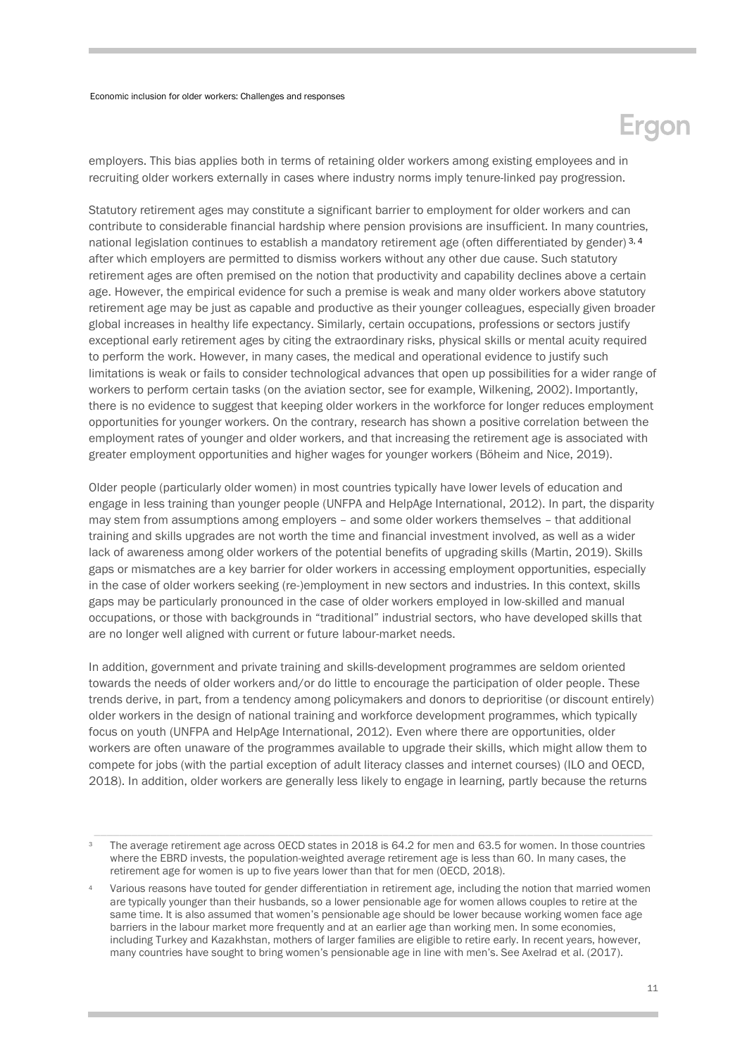employers. This bias applies both in terms of retaining older workers among existing employees and in recruiting older workers externally in cases where industry norms imply tenure-linked pay progression.

Statutory retirement ages may constitute a significant barrier to employment for older workers and can contribute to considerable financial hardship where pension provisions are insufficient. In many countries, national legislation continues to establish a mandatory retirement age (often differentiated by gender) [3, 4] after which employers are permitted to dismiss workers without any other due cause. Such statutory retirement ages are often premised on the notion that productivity and capability declines above a certain age. However, the empirical evidence for such a premise is weak and many older workers above statutory retirement age may be just as capable and productive as their younger colleagues, especially given broader global increases in healthy life expectancy. Similarly, certain occupations, professions or sectors justify exceptional early retirement ages by citing the extraordinary risks, physical skills or mental acuity required to perform the work. However, in many cases, the medical and operational evidence to justify such limitations is weak or fails to consider technological advances that open up possibilities for a wider range of workers to perform certain tasks (on the aviation sector, see for example, Wilkening, 2002). Importantly, there is no evidence to suggest that keeping older workers in the workforce for longer reduces employment opportunities for younger workers. On the contrary, research has shown a positive correlation between the employment rates of younger and older workers, and that increasing the retirement age is associated with greater employment opportunities and higher wages for younger workers (Böheim and Nice, 2019).

Older people (particularly older women) in most countries typically have lower levels of education and engage in less training than younger people (UNFPA and HelpAge International, 2012). In part, the disparity may stem from assumptions among employers – and some older workers themselves – that additional training and skills upgrades are not worth the time and financial investment involved, as well as a wider lack of awareness among older workers of the potential benefits of upgrading skills (Martin, 2019). Skills gaps or mismatches are a key barrier for older workers in accessing employment opportunities, especially in the case of older workers seeking (re-)employment in new sectors and industries. In this context, skills gaps may be particularly pronounced in the case of older workers employed in low-skilled and manual occupations, or those with backgrounds in "traditional" industrial sectors, who have developed skills that are no longer well aligned with current or future labour-market needs.

In addition, government and private training and skills-development programmes are seldom oriented towards the needs of older workers and/or do little to encourage the participation of older people. These trends derive, in part, from a tendency among policymakers and donors to deprioritise (or discount entirely) older workers in the design of national training and workforce development programmes, which typically focus on youth (UNFPA and HelpAge International, 2012). Even where there are opportunities, older workers are often unaware of the programmes available to upgrade their skills, which might allow them to compete for jobs (with the partial exception of adult literacy classes and internet courses) (ILO and OECD, 2018). In addition, older workers are generally less likely to engage in learning, partly because the returns

[3] The average retirement age across OECD states in 2018 is 64.2 for men and 63.5 for women. In those countries where the EBRD invests, the population-weighted average retirement age is less than 60. In many cases, the retirement age for women is up to five years lower than that for men (OECD, 2018).

[4] Various reasons have touted for gender differentiation in retirement age, including the notion that married women are typically younger than their husbands, so a lower pensionable age for women allows couples to retire at the same time. It is also assumed that women's pensionable age should be lower because working women face age barriers in the labour market more frequently and at an earlier age than working men. In some economies, including Turkey and Kazakhstan, mothers of larger families are eligible to retire early. In recent years, however, many countries have sought to bring women's pensionable age in line with men's. See Axelrad et al. (2017).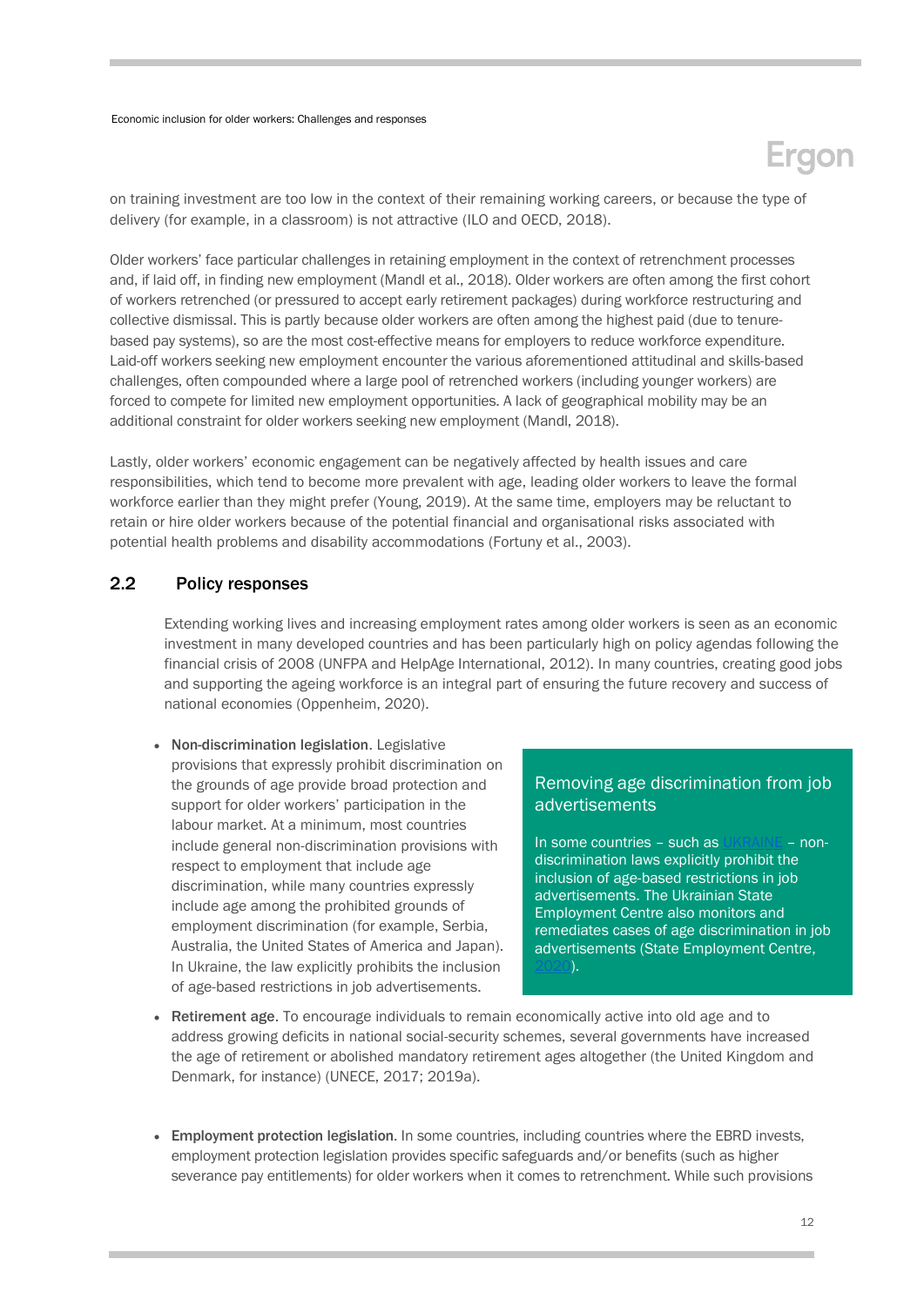on training investment are too low in the context of their remaining working careers, or because the type of delivery (for example, in a classroom) is not attractive (ILO and OECD, 2018).

Older workers' face particular challenges in retaining employment in the context of retrenchment processes and, if laid off, in finding new employment (Mandl et al., 2018). Older workers are often among the first cohort of workers retrenched (or pressured to accept early retirement packages) during workforce restructuring and collective dismissal. This is partly because older workers are often among the highest paid (due to tenure-based pay systems), so are the most cost-effective means for employers to reduce workforce expenditure. Laid-off workers seeking new employment encounter the various aforementioned attitudinal and skills-based challenges, often compounded where a large pool of retrenched workers (including younger workers) are forced to compete for limited new employment opportunities. A lack of geographical mobility may be an additional constraint for older workers seeking new employment (Mandl, 2018).

Lastly, older workers' economic engagement can be negatively affected by health issues and care responsibilities, which tend to become more prevalent with age, leading older workers to leave the formal workforce earlier than they might prefer (Young, 2019). At the same time, employers may be reluctant to retain or hire older workers because of the potential financial and organisational risks associated with potential health problems and disability accommodations (Fortuny et al., 2003).

## 2.2 Policy responses

Extending working lives and increasing employment rates among older workers is seen as an economic investment in many developed countries and has been particularly high on policy agendas following the financial crisis of 2008 (UNFPA and HelpAge International, 2012). In many countries, creating good jobs and supporting the ageing workforce is an integral part of ensuring the future recovery and success of national economies (Oppenheim, 2020).

- **Non-discrimination legislation**. Legislative provisions that expressly prohibit discrimination on the grounds of age provide broad protection and support for older workers' participation in the labour market. At a minimum, most countries include general non-discrimination provisions with respect to employment that include age discrimination, while many countries expressly include age among the prohibited grounds of employment discrimination (for example, Serbia, Australia, the United States of America and Japan). In Ukraine, the law explicitly prohibits the inclusion of age-based restrictions in job advertisements.

> **Removing age discrimination from job advertisements**
>
> In some countries – such as UKRAINE – non-discrimination laws explicitly prohibit the inclusion of age-based restrictions in job advertisements. The Ukrainian State Employment Centre also monitors and remediates cases of age discrimination in job advertisements (State Employment Centre, 2020).

- **Retirement age**. To encourage individuals to remain economically active into old age and to address growing deficits in national social-security schemes, several governments have increased the age of retirement or abolished mandatory retirement ages altogether (the United Kingdom and Denmark, for instance) (UNECE, 2017; 2019a).

- **Employment protection legislation**. In some countries, including countries where the EBRD invests, employment protection legislation provides specific safeguards and/or benefits (such as higher severance pay entitlements) for older workers when it comes to retrenchment. While such provisions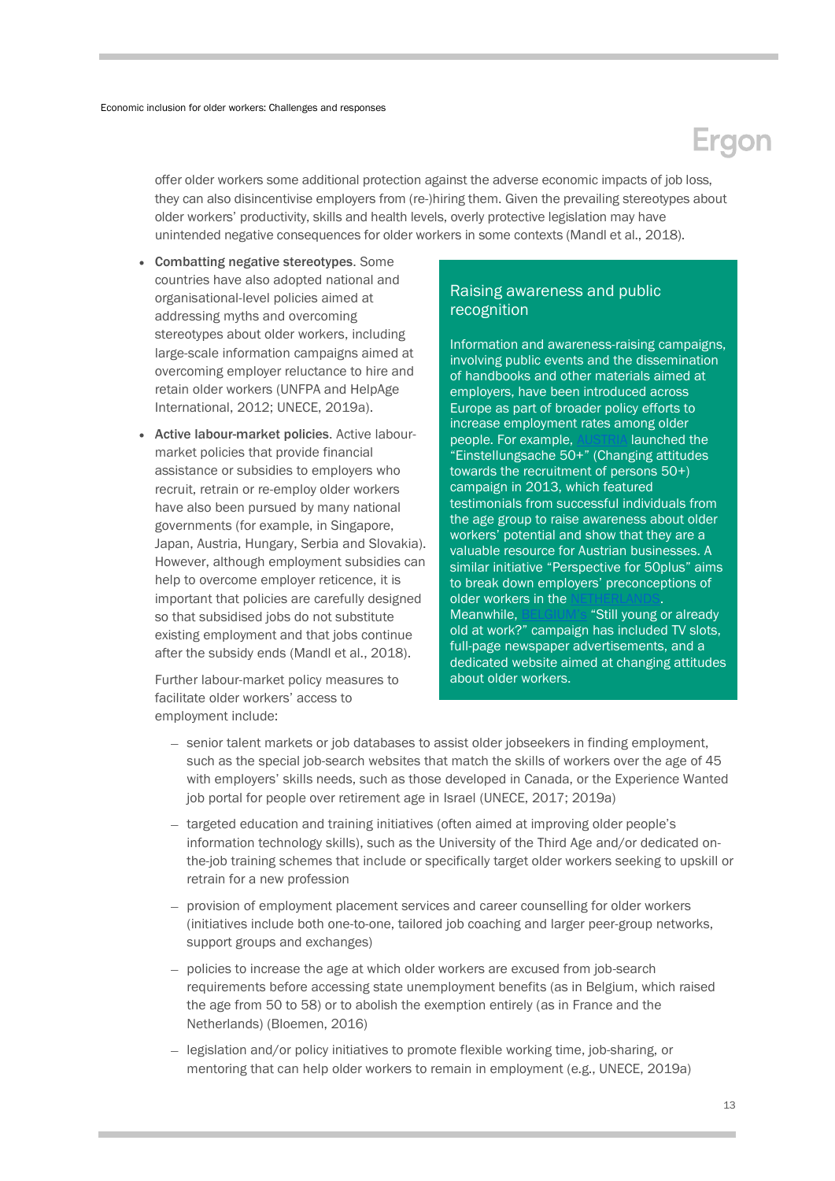offer older workers some additional protection against the adverse economic impacts of job loss, they can also disincentivise employers from (re-)hiring them. Given the prevailing stereotypes about older workers' productivity, skills and health levels, overly protective legislation may have unintended negative consequences for older workers in some contexts (Mandl et al., 2018).

- **Combatting negative stereotypes**. Some countries have also adopted national and organisational-level policies aimed at addressing myths and overcoming stereotypes about older workers, including large-scale information campaigns aimed at overcoming employer reluctance to hire and retain older workers (UNFPA and HelpAge International, 2012; UNECE, 2019a).
- **Active labour-market policies**. Active labour-market policies that provide financial assistance or subsidies to employers who recruit, retain or re-employ older workers have also been pursued by many national governments (for example, in Singapore, Japan, Austria, Hungary, Serbia and Slovakia). However, although employment subsidies can help to overcome employer reticence, it is important that policies are carefully designed so that subsidised jobs do not substitute existing employment and that jobs continue after the subsidy ends (Mandl et al., 2018).

  Further labour-market policy measures to facilitate older workers' access to employment include:

  - senior talent markets or job databases to assist older jobseekers in finding employment, such as the special job-search websites that match the skills of workers over the age of 45 with employers' skills needs, such as those developed in Canada, or the Experience Wanted job portal for people over retirement age in Israel (UNECE, 2017; 2019a)
  - targeted education and training initiatives (often aimed at improving older people's information technology skills), such as the University of the Third Age and/or dedicated on-the-job training schemes that include or specifically target older workers seeking to upskill or retrain for a new profession
  - provision of employment placement services and career counselling for older workers (initiatives include both one-to-one, tailored job coaching and larger peer-group networks, support groups and exchanges)
  - policies to increase the age at which older workers are excused from job-search requirements before accessing state unemployment benefits (as in Belgium, which raised the age from 50 to 58) or to abolish the exemption entirely (as in France and the Netherlands) (Bloemen, 2016)
  - legislation and/or policy initiatives to promote flexible working time, job-sharing, or mentoring that can help older workers to remain in employment (e.g., UNECE, 2019a)

### Raising awareness and public recognition

Information and awareness-raising campaigns, involving public events and the dissemination of handbooks and other materials aimed at employers, have been introduced across Europe as part of broader policy efforts to increase employment rates among older people. For example, AUSTRIA launched the "Einstellungsache 50+" (Changing attitudes towards the recruitment of persons 50+) campaign in 2013, which featured testimonials from successful individuals from the age group to raise awareness about older workers' potential and show that they are a valuable resource for Austrian businesses. A similar initiative "Perspective for 50plus" aims to break down employers' preconceptions of older workers in the NETHERLANDS. Meanwhile, BELGIUM's "Still young or already old at work?" campaign has included TV slots, full-page newspaper advertisements, and a dedicated website aimed at changing attitudes about older workers.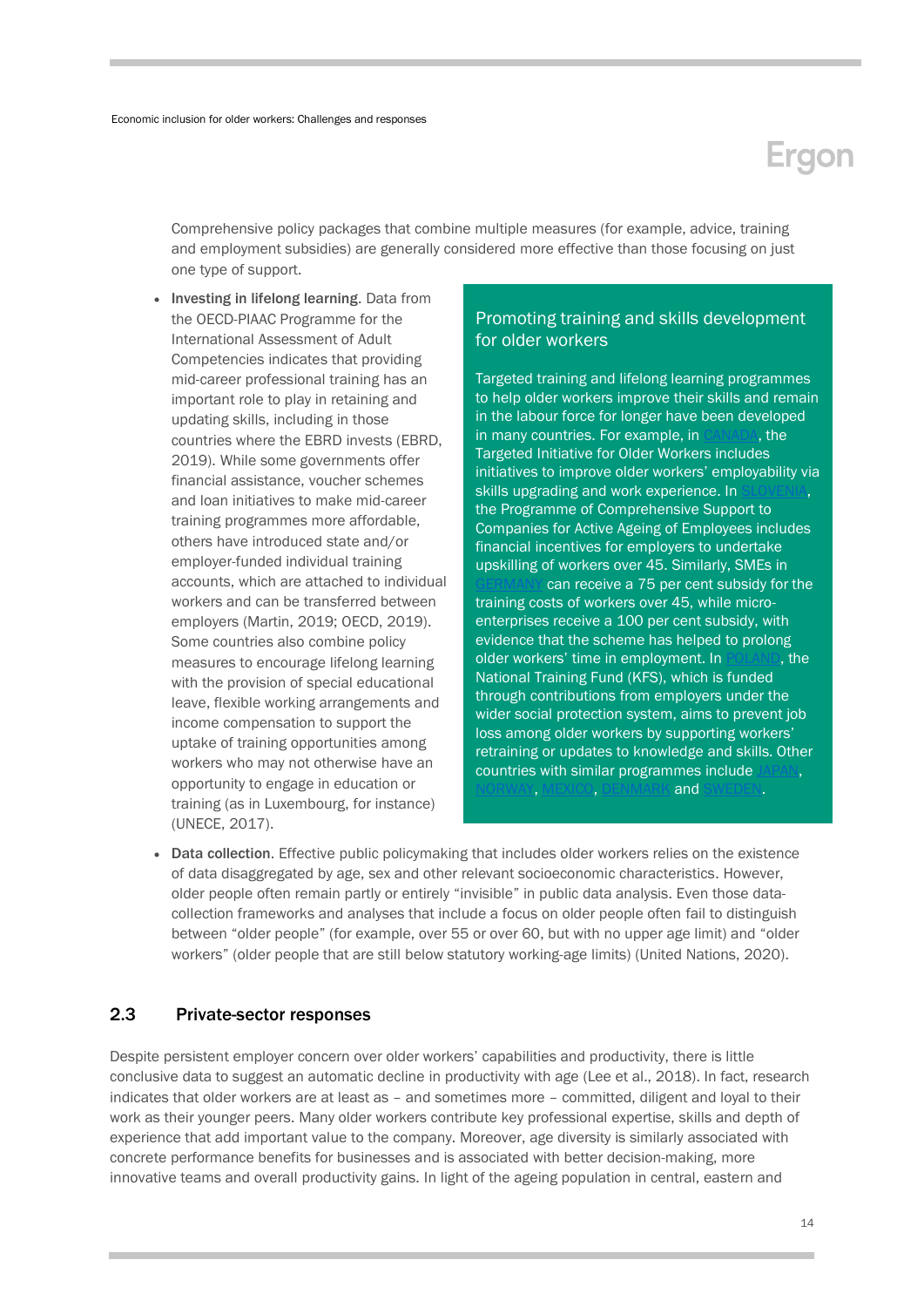Comprehensive policy packages that combine multiple measures (for example, advice, training and employment subsidies) are generally considered more effective than those focusing on just one type of support.

- **Investing in lifelong learning**. Data from the OECD-PIAAC Programme for the International Assessment of Adult Competencies indicates that providing mid-career professional training has an important role to play in retaining and updating skills, including in those countries where the EBRD invests (EBRD, 2019). While some governments offer financial assistance, voucher schemes and loan initiatives to make mid-career training programmes more affordable, others have introduced state and/or employer-funded individual training accounts, which are attached to individual workers and can be transferred between employers (Martin, 2019; OECD, 2019). Some countries also combine policy measures to encourage lifelong learning with the provision of special educational leave, flexible working arrangements and income compensation to support the uptake of training opportunities among workers who may not otherwise have an opportunity to engage in education or training (as in Luxembourg, for instance) (UNECE, 2017).

> **Promoting training and skills development for older workers**
>
> Targeted training and lifelong learning programmes to help older workers improve their skills and remain in the labour force for longer have been developed in many countries. For example, in CANADA, the Targeted Initiative for Older Workers includes initiatives to improve older workers' employability via skills upgrading and work experience. In SLOVENIA, the Programme of Comprehensive Support to Companies for Active Ageing of Employees includes financial incentives for employers to undertake upskilling of workers over 45. Similarly, SMEs in GERMANY can receive a 75 per cent subsidy for the training costs of workers over 45, while micro-enterprises receive a 100 per cent subsidy, with evidence that the scheme has helped to prolong older workers' time in employment. In POLAND, the National Training Fund (KFS), which is funded through contributions from employers under the wider social protection system, aims to prevent job loss among older workers by supporting workers' retraining or updates to knowledge and skills. Other countries with similar programmes include JAPAN, NORWAY, MEXICO, DENMARK and SWEDEN.

- **Data collection**. Effective public policymaking that includes older workers relies on the existence of data disaggregated by age, sex and other relevant socioeconomic characteristics. However, older people often remain partly or entirely "invisible" in public data analysis. Even those data-collection frameworks and analyses that include a focus on older people often fail to distinguish between "older people" (for example, over 55 or over 60, but with no upper age limit) and "older workers" (older people that are still below statutory working-age limits) (United Nations, 2020).

## 2.3 Private-sector responses

Despite persistent employer concern over older workers' capabilities and productivity, there is little conclusive data to suggest an automatic decline in productivity with age (Lee et al., 2018). In fact, research indicates that older workers are at least as – and sometimes more – committed, diligent and loyal to their work as their younger peers. Many older workers contribute key professional expertise, skills and depth of experience that add important value to the company. Moreover, age diversity is similarly associated with concrete performance benefits for businesses and is associated with better decision-making, more innovative teams and overall productivity gains. In light of the ageing population in central, eastern and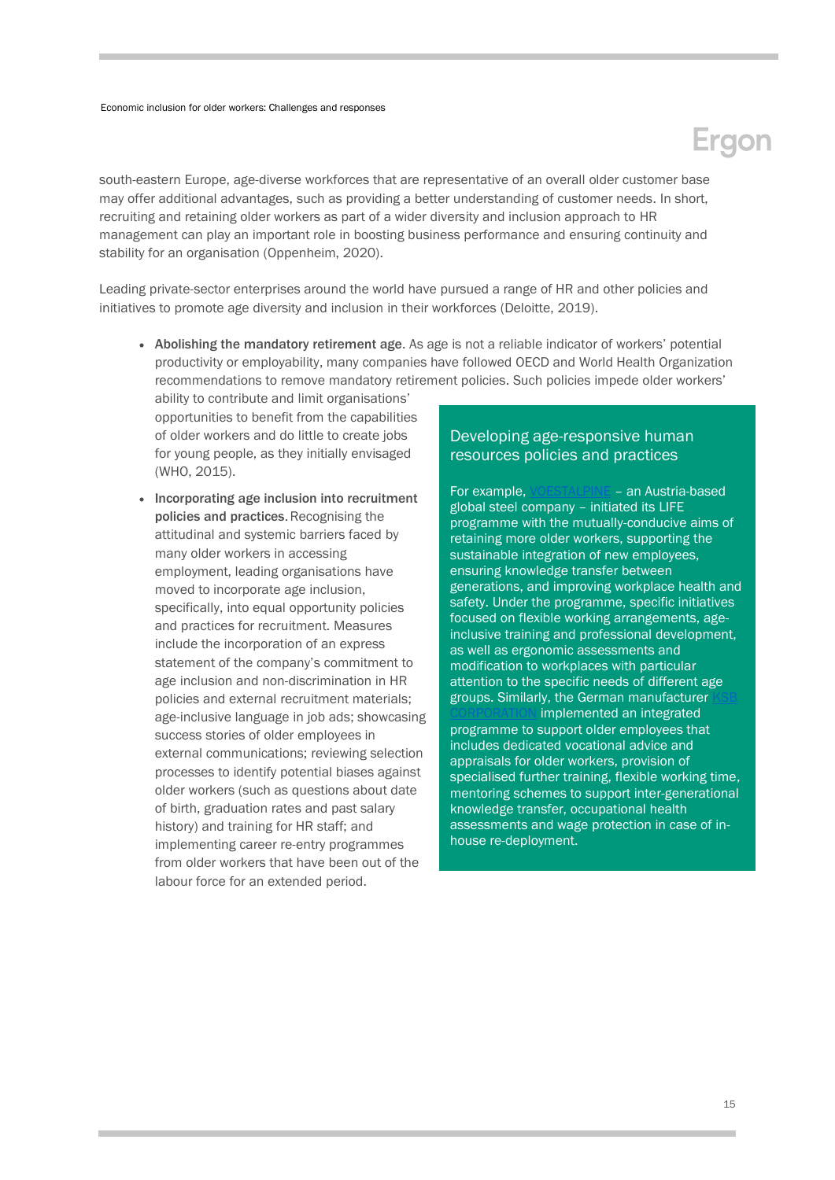south-eastern Europe, age-diverse workforces that are representative of an overall older customer base may offer additional advantages, such as providing a better understanding of customer needs. In short, recruiting and retaining older workers as part of a wider diversity and inclusion approach to HR management can play an important role in boosting business performance and ensuring continuity and stability for an organisation (Oppenheim, 2020).

Leading private-sector enterprises around the world have pursued a range of HR and other policies and initiatives to promote age diversity and inclusion in their workforces (Deloitte, 2019).

- **Abolishing the mandatory retirement age**. As age is not a reliable indicator of workers' potential productivity or employability, many companies have followed OECD and World Health Organization recommendations to remove mandatory retirement policies. Such policies impede older workers' ability to contribute and limit organisations' opportunities to benefit from the capabilities of older workers and do little to create jobs for young people, as they initially envisaged (WHO, 2015).
- **Incorporating age inclusion into recruitment policies and practices**. Recognising the attitudinal and systemic barriers faced by many older workers in accessing employment, leading organisations have moved to incorporate age inclusion, specifically, into equal opportunity policies and practices for recruitment. Measures include the incorporation of an express statement of the company's commitment to age inclusion and non-discrimination in HR policies and external recruitment materials; age-inclusive language in job ads; showcasing success stories of older employees in external communications; reviewing selection processes to identify potential biases against older workers (such as questions about date of birth, graduation rates and past salary history) and training for HR staff; and implementing career re-entry programmes from older workers that have been out of the labour force for an extended period.

### Developing age-responsive human resources policies and practices

For example, VOESTALPINE – an Austria-based global steel company – initiated its LIFE programme with the mutually-conducive aims of retaining more older workers, supporting the sustainable integration of new employees, ensuring knowledge transfer between generations, and improving workplace health and safety. Under the programme, specific initiatives focused on flexible working arrangements, age-inclusive training and professional development, as well as ergonomic assessments and modification to workplaces with particular attention to the specific needs of different age groups. Similarly, the German manufacturer KSB CORPORATION implemented an integrated programme to support older employees that includes dedicated vocational advice and appraisals for older workers, provision of specialised further training, flexible working time, mentoring schemes to support inter-generational knowledge transfer, occupational health assessments and wage protection in case of in-house re-deployment.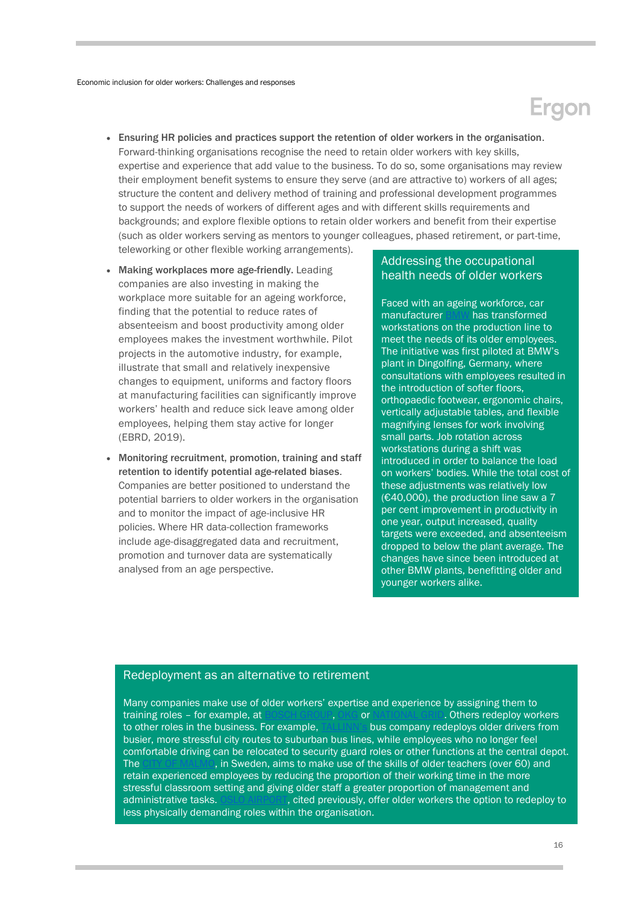- **Ensuring HR policies and practices support the retention of older workers in the organisation**. Forward-thinking organisations recognise the need to retain older workers with key skills, expertise and experience that add value to the business. To do so, some organisations may review their employment benefit systems to ensure they serve (and are attractive to) workers of all ages; structure the content and delivery method of training and professional development programmes to support the needs of workers of different ages and with different skills requirements and backgrounds; and explore flexible options to retain older workers and benefit from their expertise (such as older workers serving as mentors to younger colleagues, phased retirement, or part-time, teleworking or other flexible working arrangements).
- **Making workplaces more age-friendly.** Leading companies are also investing in making the workplace more suitable for an ageing workforce, finding that the potential to reduce rates of absenteeism and boost productivity among older employees makes the investment worthwhile. Pilot projects in the automotive industry, for example, illustrate that small and relatively inexpensive changes to equipment, uniforms and factory floors at manufacturing facilities can significantly improve workers' health and reduce sick leave among older employees, helping them stay active for longer (EBRD, 2019).
- **Monitoring recruitment, promotion, training and staff retention to identify potential age-related biases**. Companies are better positioned to understand the potential barriers to older workers in the organisation and to monitor the impact of age-inclusive HR policies. Where HR data-collection frameworks include age-disaggregated data and recruitment, promotion and turnover data are systematically analysed from an age perspective.

### Addressing the occupational health needs of older workers

Faced with an ageing workforce, car manufacturer BMW has transformed workstations on the production line to meet the needs of its older employees. The initiative was first piloted at BMW's plant in Dingolfing, Germany, where consultations with employees resulted in the introduction of softer floors, orthopaedic footwear, ergonomic chairs, vertically adjustable tables, and flexible magnifying lenses for work involving small parts. Job rotation across workstations during a shift was introduced in order to balance the load on workers' bodies. While the total cost of these adjustments was relatively low (€40,000), the production line saw a 7 per cent improvement in productivity in one year, output increased, quality targets were exceeded, and absenteeism dropped to below the plant average. The changes have since been introduced at other BMW plants, benefitting older and younger workers alike.

### Redeployment as an alternative to retirement

Many companies make use of older workers' expertise and experience by assigning them to training roles – for example, at BOSCH GROUP, OKG or NATIONAL GRID. Others redeploy workers to other roles in the business. For example, TALLINN'S bus company redeploys older drivers from busier, more stressful city routes to suburban bus lines, while employees who no longer feel comfortable driving can be relocated to security guard roles or other functions at the central depot. The CITY OF MALMÖ, in Sweden, aims to make use of the skills of older teachers (over 60) and retain experienced employees by reducing the proportion of their working time in the more stressful classroom setting and giving older staff a greater proportion of management and administrative tasks. OSLO AIRPORT, cited previously, offer older workers the option to redeploy to less physically demanding roles within the organisation.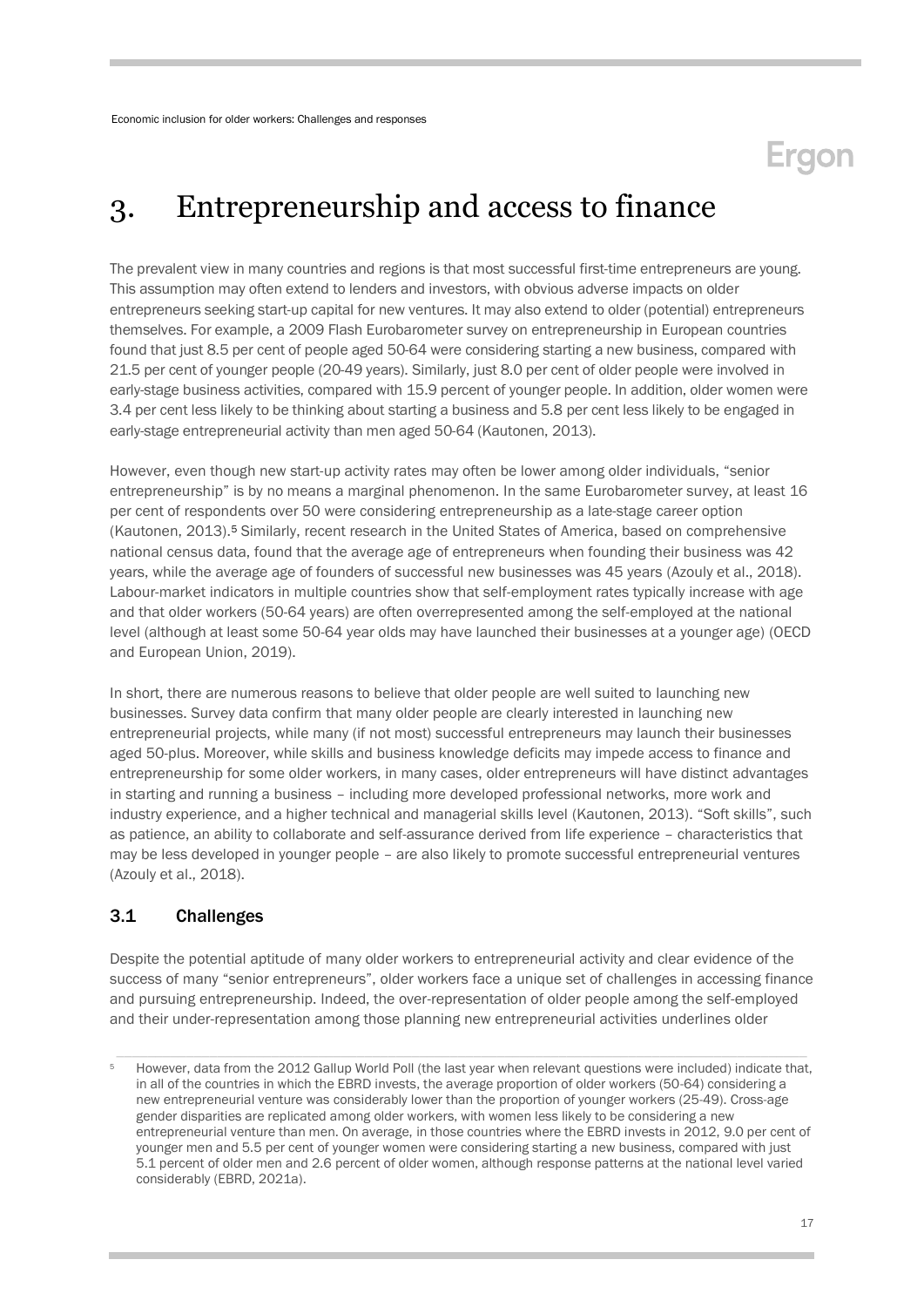# 3. Entrepreneurship and access to finance

The prevalent view in many countries and regions is that most successful first-time entrepreneurs are young. This assumption may often extend to lenders and investors, with obvious adverse impacts on older entrepreneurs seeking start-up capital for new ventures. It may also extend to older (potential) entrepreneurs themselves. For example, a 2009 Flash Eurobarometer survey on entrepreneurship in European countries found that just 8.5 per cent of people aged 50-64 were considering starting a new business, compared with 21.5 per cent of younger people (20-49 years). Similarly, just 8.0 per cent of older people were involved in early-stage business activities, compared with 15.9 percent of younger people. In addition, older women were 3.4 per cent less likely to be thinking about starting a business and 5.8 per cent less likely to be engaged in early-stage entrepreneurial activity than men aged 50-64 (Kautonen, 2013).

However, even though new start-up activity rates may often be lower among older individuals, "senior entrepreneurship" is by no means a marginal phenomenon. In the same Eurobarometer survey, at least 16 per cent of respondents over 50 were considering entrepreneurship as a late-stage career option (Kautonen, 2013).[5] Similarly, recent research in the United States of America, based on comprehensive national census data, found that the average age of entrepreneurs when founding their business was 42 years, while the average age of founders of successful new businesses was 45 years (Azouly et al., 2018). Labour-market indicators in multiple countries show that self-employment rates typically increase with age and that older workers (50-64 years) are often overrepresented among the self-employed at the national level (although at least some 50-64 year olds may have launched their businesses at a younger age) (OECD and European Union, 2019).

In short, there are numerous reasons to believe that older people are well suited to launching new businesses. Survey data confirm that many older people are clearly interested in launching new entrepreneurial projects, while many (if not most) successful entrepreneurs may launch their businesses aged 50-plus. Moreover, while skills and business knowledge deficits may impede access to finance and entrepreneurship for some older workers, in many cases, older entrepreneurs will have distinct advantages in starting and running a business – including more developed professional networks, more work and industry experience, and a higher technical and managerial skills level (Kautonen, 2013). "Soft skills", such as patience, an ability to collaborate and self-assurance derived from life experience – characteristics that may be less developed in younger people – are also likely to promote successful entrepreneurial ventures (Azouly et al., 2018).

## 3.1 Challenges

Despite the potential aptitude of many older workers to entrepreneurial activity and clear evidence of the success of many "senior entrepreneurs", older workers face a unique set of challenges in accessing finance and pursuing entrepreneurship. Indeed, the over-representation of older people among the self-employed and their under-representation among those planning new entrepreneurial activities underlines older

[5] However, data from the 2012 Gallup World Poll (the last year when relevant questions were included) indicate that, in all of the countries in which the EBRD invests, the average proportion of older workers (50-64) considering a new entrepreneurial venture was considerably lower than the proportion of younger workers (25-49). Cross-age gender disparities are replicated among older workers, with women less likely to be considering a new entrepreneurial venture than men. On average, in those countries where the EBRD invests in 2012, 9.0 per cent of younger men and 5.5 per cent of younger women were considering starting a new business, compared with just 5.1 percent of older men and 2.6 percent of older women, although response patterns at the national level varied considerably (EBRD, 2021a).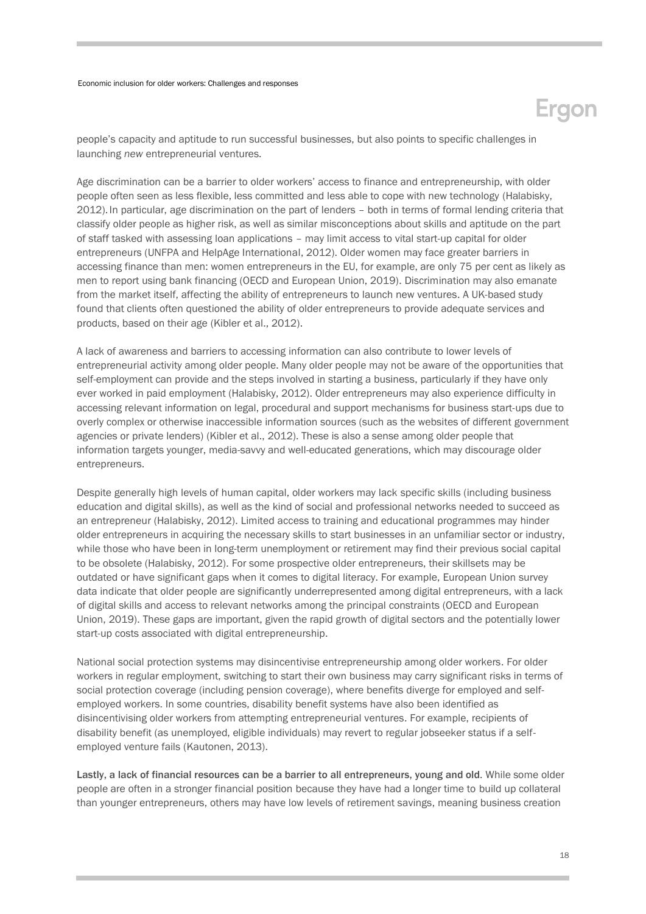people's capacity and aptitude to run successful businesses, but also points to specific challenges in launching *new* entrepreneurial ventures.

Age discrimination can be a barrier to older workers' access to finance and entrepreneurship, with older people often seen as less flexible, less committed and less able to cope with new technology (Halabisky, 2012). In particular, age discrimination on the part of lenders – both in terms of formal lending criteria that classify older people as higher risk, as well as similar misconceptions about skills and aptitude on the part of staff tasked with assessing loan applications – may limit access to vital start-up capital for older entrepreneurs (UNFPA and HelpAge International, 2012). Older women may face greater barriers in accessing finance than men: women entrepreneurs in the EU, for example, are only 75 per cent as likely as men to report using bank financing (OECD and European Union, 2019). Discrimination may also emanate from the market itself, affecting the ability of entrepreneurs to launch new ventures. A UK-based study found that clients often questioned the ability of older entrepreneurs to provide adequate services and products, based on their age (Kibler et al., 2012).

A lack of awareness and barriers to accessing information can also contribute to lower levels of entrepreneurial activity among older people. Many older people may not be aware of the opportunities that self-employment can provide and the steps involved in starting a business, particularly if they have only ever worked in paid employment (Halabisky, 2012). Older entrepreneurs may also experience difficulty in accessing relevant information on legal, procedural and support mechanisms for business start-ups due to overly complex or otherwise inaccessible information sources (such as the websites of different government agencies or private lenders) (Kibler et al., 2012). These is also a sense among older people that information targets younger, media-savvy and well-educated generations, which may discourage older entrepreneurs.

Despite generally high levels of human capital, older workers may lack specific skills (including business education and digital skills), as well as the kind of social and professional networks needed to succeed as an entrepreneur (Halabisky, 2012). Limited access to training and educational programmes may hinder older entrepreneurs in acquiring the necessary skills to start businesses in an unfamiliar sector or industry, while those who have been in long-term unemployment or retirement may find their previous social capital to be obsolete (Halabisky, 2012). For some prospective older entrepreneurs, their skillsets may be outdated or have significant gaps when it comes to digital literacy. For example, European Union survey data indicate that older people are significantly underrepresented among digital entrepreneurs, with a lack of digital skills and access to relevant networks among the principal constraints (OECD and European Union, 2019). These gaps are important, given the rapid growth of digital sectors and the potentially lower start-up costs associated with digital entrepreneurship.

National social protection systems may disincentivise entrepreneurship among older workers. For older workers in regular employment, switching to start their own business may carry significant risks in terms of social protection coverage (including pension coverage), where benefits diverge for employed and self-employed workers. In some countries, disability benefit systems have also been identified as disincentivising older workers from attempting entrepreneurial ventures. For example, recipients of disability benefit (as unemployed, eligible individuals) may revert to regular jobseeker status if a self-employed venture fails (Kautonen, 2013).

**Lastly, a lack of financial resources can be a barrier to all entrepreneurs, young and old**. While some older people are often in a stronger financial position because they have had a longer time to build up collateral than younger entrepreneurs, others may have low levels of retirement savings, meaning business creation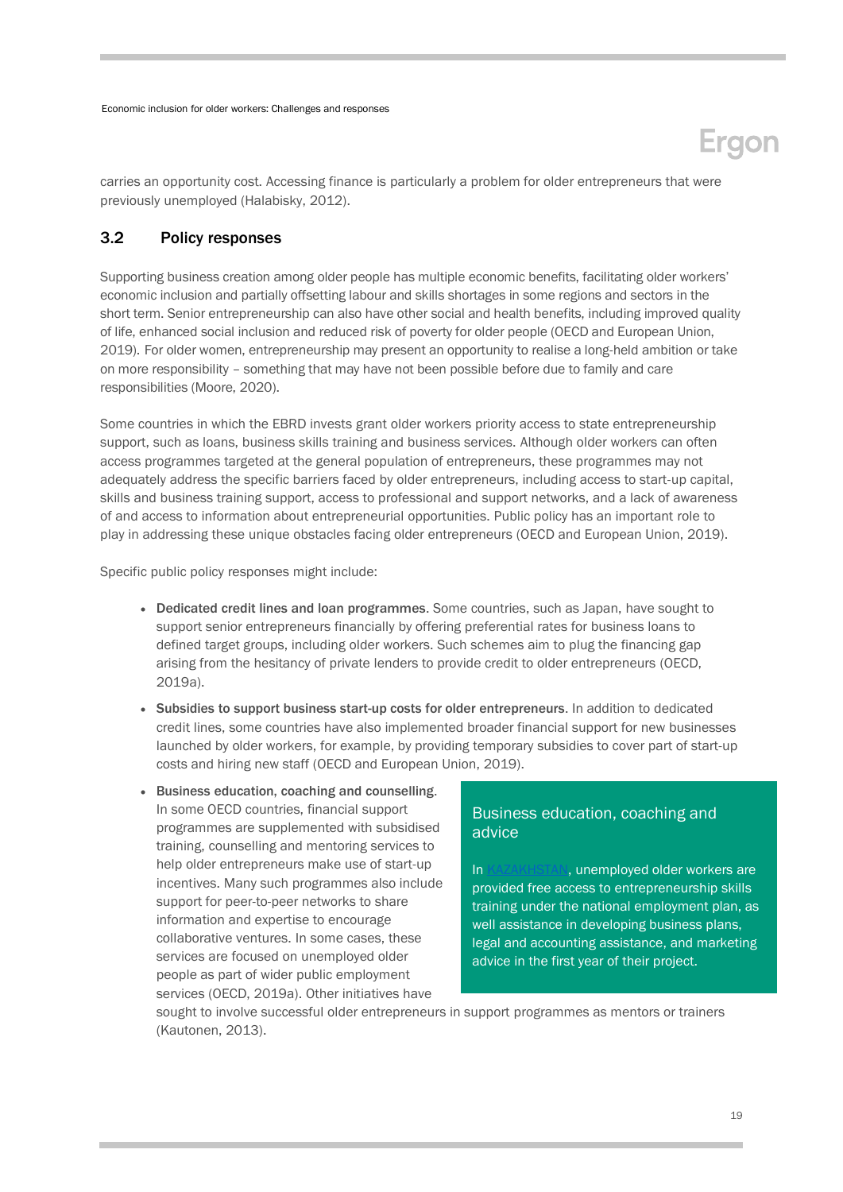carries an opportunity cost. Accessing finance is particularly a problem for older entrepreneurs that were previously unemployed (Halabisky, 2012).

## 3.2 Policy responses

Supporting business creation among older people has multiple economic benefits, facilitating older workers' economic inclusion and partially offsetting labour and skills shortages in some regions and sectors in the short term. Senior entrepreneurship can also have other social and health benefits, including improved quality of life, enhanced social inclusion and reduced risk of poverty for older people (OECD and European Union, 2019). For older women, entrepreneurship may present an opportunity to realise a long-held ambition or take on more responsibility – something that may have not been possible before due to family and care responsibilities (Moore, 2020).

Some countries in which the EBRD invests grant older workers priority access to state entrepreneurship support, such as loans, business skills training and business services. Although older workers can often access programmes targeted at the general population of entrepreneurs, these programmes may not adequately address the specific barriers faced by older entrepreneurs, including access to start-up capital, skills and business training support, access to professional and support networks, and a lack of awareness of and access to information about entrepreneurial opportunities. Public policy has an important role to play in addressing these unique obstacles facing older entrepreneurs (OECD and European Union, 2019).

Specific public policy responses might include:

- **Dedicated credit lines and loan programmes**. Some countries, such as Japan, have sought to support senior entrepreneurs financially by offering preferential rates for business loans to defined target groups, including older workers. Such schemes aim to plug the financing gap arising from the hesitancy of private lenders to provide credit to older entrepreneurs (OECD, 2019a).
- **Subsidies to support business start-up costs for older entrepreneurs**. In addition to dedicated credit lines, some countries have also implemented broader financial support for new businesses launched by older workers, for example, by providing temporary subsidies to cover part of start-up costs and hiring new staff (OECD and European Union, 2019).
- **Business education, coaching and counselling**. In some OECD countries, financial support programmes are supplemented with subsidised training, counselling and mentoring services to help older entrepreneurs make use of start-up incentives. Many such programmes also include support for peer-to-peer networks to share information and expertise to encourage collaborative ventures. In some cases, these services are focused on unemployed older people as part of wider public employment services (OECD, 2019a). Other initiatives have sought to involve successful older entrepreneurs in support programmes as mentors or trainers (Kautonen, 2013).

### Business education, coaching and advice

In KAZAKHSTAN, unemployed older workers are provided free access to entrepreneurship skills training under the national employment plan, as well assistance in developing business plans, legal and accounting assistance, and marketing advice in the first year of their project.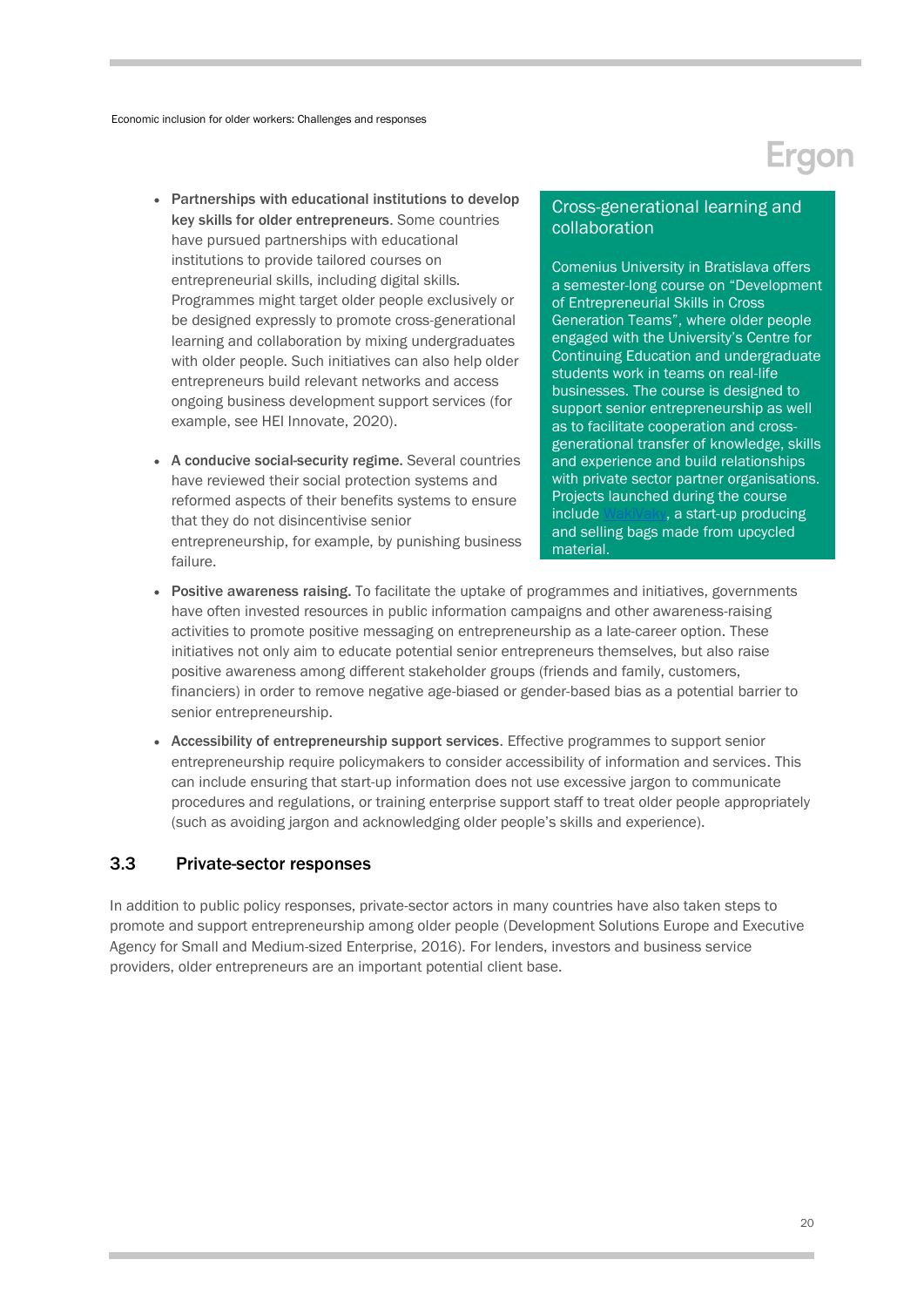- **Partnerships with educational institutions to develop key skills for older entrepreneurs**. Some countries have pursued partnerships with educational institutions to provide tailored courses on entrepreneurial skills, including digital skills. Programmes might target older people exclusively or be designed expressly to promote cross-generational learning and collaboration by mixing undergraduates with older people. Such initiatives can also help older entrepreneurs build relevant networks and access ongoing business development support services (for example, see HEI Innovate, 2020).

- **A conducive social-security regime.** Several countries have reviewed their social protection systems and reformed aspects of their benefits systems to ensure that they do not disincentivise senior entrepreneurship, for example, by punishing business failure.

> **Cross-generational learning and collaboration**
>
> Comenius University in Bratislava offers a semester-long course on "Development of Entrepreneurial Skills in Cross Generation Teams", where older people engaged with the University's Centre for Continuing Education and undergraduate students work in teams on real-life businesses. The course is designed to support senior entrepreneurship as well as to facilitate cooperation and cross-generational transfer of knowledge, skills and experience and build relationships with private sector partner organisations. Projects launched during the course include WakiVaky, a start-up producing and selling bags made from upcycled material.

- **Positive awareness raising**. To facilitate the uptake of programmes and initiatives, governments have often invested resources in public information campaigns and other awareness-raising activities to promote positive messaging on entrepreneurship as a late-career option. These initiatives not only aim to educate potential senior entrepreneurs themselves, but also raise positive awareness among different stakeholder groups (friends and family, customers, financiers) in order to remove negative age-biased or gender-based bias as a potential barrier to senior entrepreneurship.

- **Accessibility of entrepreneurship support services**. Effective programmes to support senior entrepreneurship require policymakers to consider accessibility of information and services. This can include ensuring that start-up information does not use excessive jargon to communicate procedures and regulations, or training enterprise support staff to treat older people appropriately (such as avoiding jargon and acknowledging older people's skills and experience).

## 3.3 Private-sector responses

In addition to public policy responses, private-sector actors in many countries have also taken steps to promote and support entrepreneurship among older people (Development Solutions Europe and Executive Agency for Small and Medium-sized Enterprise, 2016). For lenders, investors and business service providers, older entrepreneurs are an important potential client base.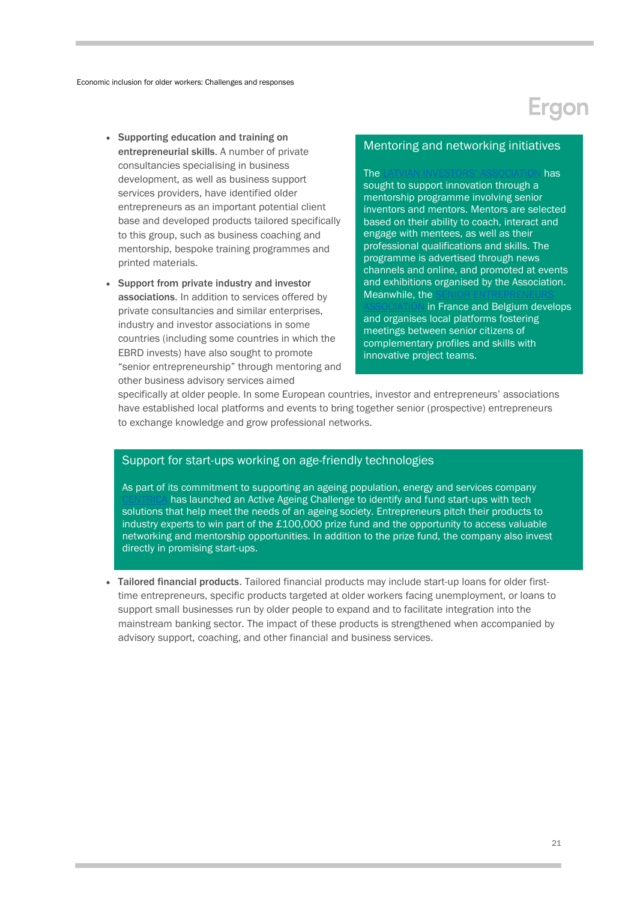- **Supporting education and training on entrepreneurial skills**. A number of private consultancies specialising in business development, as well as business support services providers, have identified older entrepreneurs as an important potential client base and developed products tailored specifically to this group, such as business coaching and mentorship, bespoke training programmes and printed materials.
- **Support from private industry and investor associations**. In addition to services offered by private consultancies and similar enterprises, industry and investor associations in some countries (including some countries in which the EBRD invests) have also sought to promote "senior entrepreneurship" through mentoring and other business advisory services aimed specifically at older people. In some European countries, investor and entrepreneurs' associations have established local platforms and events to bring together senior (prospective) entrepreneurs to exchange knowledge and grow professional networks.

### Mentoring and networking initiatives

The LATVIAN INVESTORS' ASSOCIATION has sought to support innovation through a mentorship programme involving senior inventors and mentors. Mentors are selected based on their ability to coach, interact and engage with mentees, as well as their professional qualifications and skills. The programme is advertised through news channels and online, and promoted at events and exhibitions organised by the Association. Meanwhile, the SENIOR ENTREPRENEURS ASSOCIATION in France and Belgium develops and organises local platforms fostering meetings between senior citizens of complementary profiles and skills with innovative project teams.

### Support for start-ups working on age-friendly technologies

As part of its commitment to supporting an ageing population, energy and services company CENTRICA has launched an Active Ageing Challenge to identify and fund start-ups with tech solutions that help meet the needs of an ageing society. Entrepreneurs pitch their products to industry experts to win part of the £100,000 prize fund and the opportunity to access valuable networking and mentorship opportunities. In addition to the prize fund, the company also invest directly in promising start-ups.

- **Tailored financial products**. Tailored financial products may include start-up loans for older first-time entrepreneurs, specific products targeted at older workers facing unemployment, or loans to support small businesses run by older people to expand and to facilitate integration into the mainstream banking sector. The impact of these products is strengthened when accompanied by advisory support, coaching, and other financial and business services.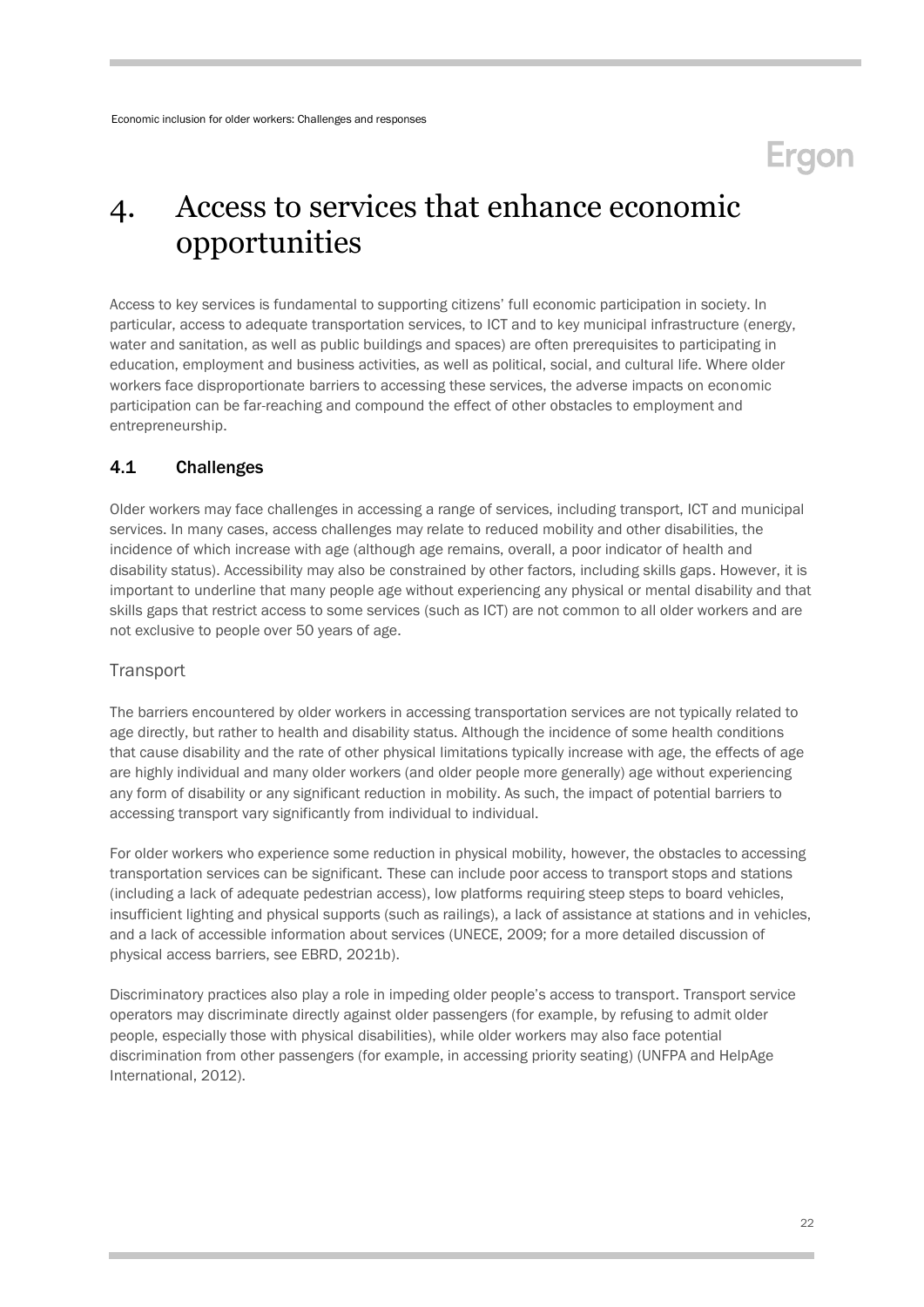# 4. Access to services that enhance economic opportunities

Access to key services is fundamental to supporting citizens' full economic participation in society. In particular, access to adequate transportation services, to ICT and to key municipal infrastructure (energy, water and sanitation, as well as public buildings and spaces) are often prerequisites to participating in education, employment and business activities, as well as political, social, and cultural life. Where older workers face disproportionate barriers to accessing these services, the adverse impacts on economic participation can be far-reaching and compound the effect of other obstacles to employment and entrepreneurship.

## 4.1 Challenges

Older workers may face challenges in accessing a range of services, including transport, ICT and municipal services. In many cases, access challenges may relate to reduced mobility and other disabilities, the incidence of which increase with age (although age remains, overall, a poor indicator of health and disability status). Accessibility may also be constrained by other factors, including skills gaps. However, it is important to underline that many people age without experiencing any physical or mental disability and that skills gaps that restrict access to some services (such as ICT) are not common to all older workers and are not exclusive to people over 50 years of age.

### Transport

The barriers encountered by older workers in accessing transportation services are not typically related to age directly, but rather to health and disability status. Although the incidence of some health conditions that cause disability and the rate of other physical limitations typically increase with age, the effects of age are highly individual and many older workers (and older people more generally) age without experiencing any form of disability or any significant reduction in mobility. As such, the impact of potential barriers to accessing transport vary significantly from individual to individual.

For older workers who experience some reduction in physical mobility, however, the obstacles to accessing transportation services can be significant. These can include poor access to transport stops and stations (including a lack of adequate pedestrian access), low platforms requiring steep steps to board vehicles, insufficient lighting and physical supports (such as railings), a lack of assistance at stations and in vehicles, and a lack of accessible information about services (UNECE, 2009; for a more detailed discussion of physical access barriers, see EBRD, 2021b).

Discriminatory practices also play a role in impeding older people's access to transport. Transport service operators may discriminate directly against older passengers (for example, by refusing to admit older people, especially those with physical disabilities), while older workers may also face potential discrimination from other passengers (for example, in accessing priority seating) (UNFPA and HelpAge International, 2012).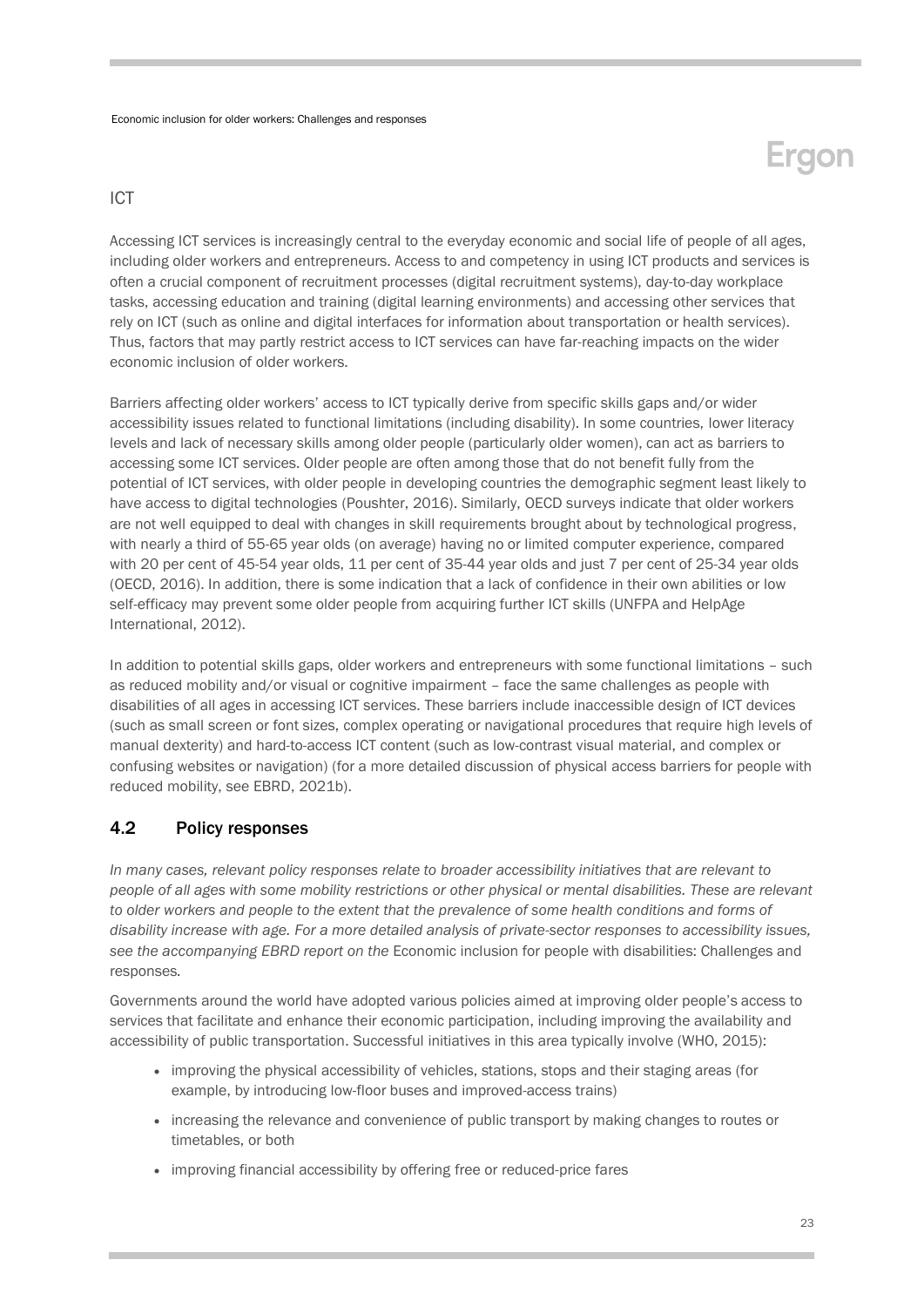### ICT

Accessing ICT services is increasingly central to the everyday economic and social life of people of all ages, including older workers and entrepreneurs. Access to and competency in using ICT products and services is often a crucial component of recruitment processes (digital recruitment systems), day-to-day workplace tasks, accessing education and training (digital learning environments) and accessing other services that rely on ICT (such as online and digital interfaces for information about transportation or health services). Thus, factors that may partly restrict access to ICT services can have far-reaching impacts on the wider economic inclusion of older workers.

Barriers affecting older workers' access to ICT typically derive from specific skills gaps and/or wider accessibility issues related to functional limitations (including disability). In some countries, lower literacy levels and lack of necessary skills among older people (particularly older women), can act as barriers to accessing some ICT services. Older people are often among those that do not benefit fully from the potential of ICT services, with older people in developing countries the demographic segment least likely to have access to digital technologies (Poushter, 2016). Similarly, OECD surveys indicate that older workers are not well equipped to deal with changes in skill requirements brought about by technological progress, with nearly a third of 55-65 year olds (on average) having no or limited computer experience, compared with 20 per cent of 45-54 year olds, 11 per cent of 35-44 year olds and just 7 per cent of 25-34 year olds (OECD, 2016). In addition, there is some indication that a lack of confidence in their own abilities or low self-efficacy may prevent some older people from acquiring further ICT skills (UNFPA and HelpAge International, 2012).

In addition to potential skills gaps, older workers and entrepreneurs with some functional limitations – such as reduced mobility and/or visual or cognitive impairment – face the same challenges as people with disabilities of all ages in accessing ICT services. These barriers include inaccessible design of ICT devices (such as small screen or font sizes, complex operating or navigational procedures that require high levels of manual dexterity) and hard-to-access ICT content (such as low-contrast visual material, and complex or confusing websites or navigation) (for a more detailed discussion of physical access barriers for people with reduced mobility, see EBRD, 2021b).

## 4.2 Policy responses

*In many cases, relevant policy responses relate to broader accessibility initiatives that are relevant to people of all ages with some mobility restrictions or other physical or mental disabilities. These are relevant to older workers and people to the extent that the prevalence of some health conditions and forms of disability increase with age. For a more detailed analysis of private-sector responses to accessibility issues, see the accompanying EBRD report on the* Economic inclusion for people with disabilities: Challenges and responses*.*

Governments around the world have adopted various policies aimed at improving older people's access to services that facilitate and enhance their economic participation, including improving the availability and accessibility of public transportation. Successful initiatives in this area typically involve (WHO, 2015):

- improving the physical accessibility of vehicles, stations, stops and their staging areas (for example, by introducing low-floor buses and improved-access trains)
- increasing the relevance and convenience of public transport by making changes to routes or timetables, or both
- improving financial accessibility by offering free or reduced-price fares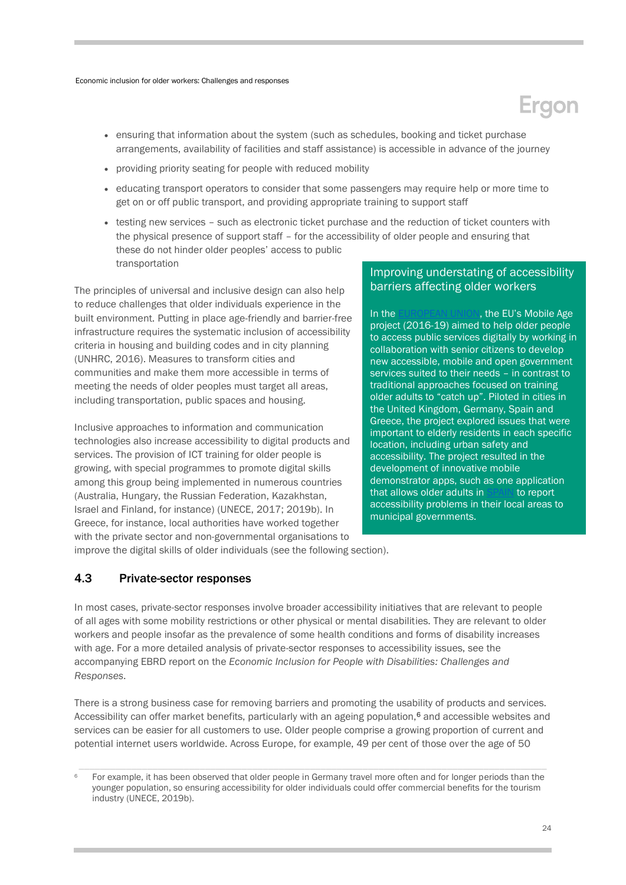- ensuring that information about the system (such as schedules, booking and ticket purchase arrangements, availability of facilities and staff assistance) is accessible in advance of the journey
- providing priority seating for people with reduced mobility
- educating transport operators to consider that some passengers may require help or more time to get on or off public transport, and providing appropriate training to support staff
- testing new services – such as electronic ticket purchase and the reduction of ticket counters with the physical presence of support staff – for the accessibility of older people and ensuring that these do not hinder older peoples' access to public transportation

The principles of universal and inclusive design can also help to reduce challenges that older individuals experience in the built environment. Putting in place age-friendly and barrier-free infrastructure requires the systematic inclusion of accessibility criteria in housing and building codes and in city planning (UNHRC, 2016). Measures to transform cities and communities and make them more accessible in terms of meeting the needs of older peoples must target all areas, including transportation, public spaces and housing.

Inclusive approaches to information and communication technologies also increase accessibility to digital products and services. The provision of ICT training for older people is growing, with special programmes to promote digital skills among this group being implemented in numerous countries (Australia, Hungary, the Russian Federation, Kazakhstan, Israel and Finland, for instance) (UNECE, 2017; 2019b). In Greece, for instance, local authorities have worked together with the private sector and non-governmental organisations to improve the digital skills of older individuals (see the following section).

> **Improving understating of accessibility barriers affecting older workers**
>
> In the EUROPEAN UNION, the EU's Mobile Age project (2016-19) aimed to help older people to access public services digitally by working in collaboration with senior citizens to develop new accessible, mobile and open government services suited to their needs – in contrast to traditional approaches focused on training older adults to "catch up". Piloted in cities in the United Kingdom, Germany, Spain and Greece, the project explored issues that were important to elderly residents in each specific location, including urban safety and accessibility. The project resulted in the development of innovative mobile demonstrator apps, such as one application that allows older adults in SPAIN to report accessibility problems in their local areas to municipal governments.

## 4.3 Private-sector responses

In most cases, private-sector responses involve broader accessibility initiatives that are relevant to people of all ages with some mobility restrictions or other physical or mental disabilities. They are relevant to older workers and people insofar as the prevalence of some health conditions and forms of disability increases with age. For a more detailed analysis of private-sector responses to accessibility issues, see the accompanying EBRD report on the *Economic Inclusion for People with Disabilities: Challenges and Responses*.

There is a strong business case for removing barriers and promoting the usability of products and services. Accessibility can offer market benefits, particularly with an ageing population,[6] and accessible websites and services can be easier for all customers to use. Older people comprise a growing proportion of current and potential internet users worldwide. Across Europe, for example, 49 per cent of those over the age of 50

[6] For example, it has been observed that older people in Germany travel more often and for longer periods than the younger population, so ensuring accessibility for older individuals could offer commercial benefits for the tourism industry (UNECE, 2019b).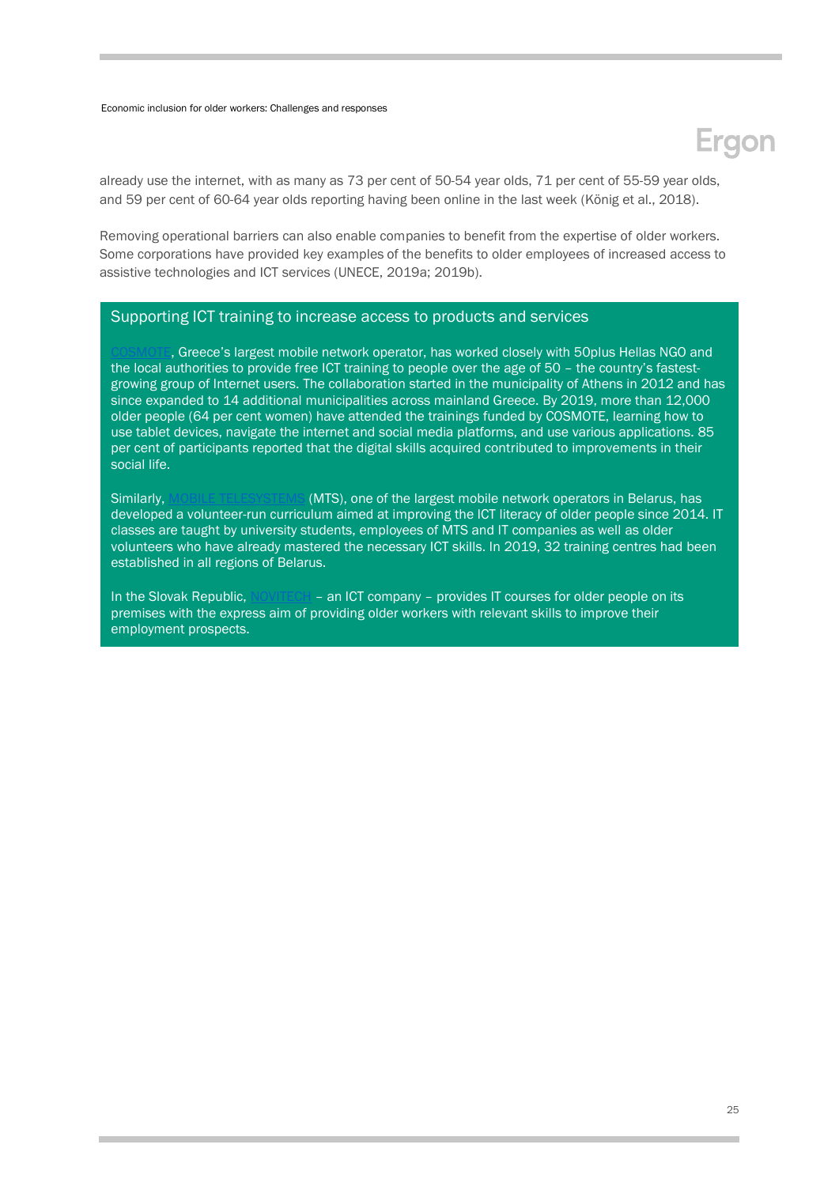already use the internet, with as many as 73 per cent of 50-54 year olds, 71 per cent of 55-59 year olds, and 59 per cent of 60-64 year olds reporting having been online in the last week (König et al., 2018).

Removing operational barriers can also enable companies to benefit from the expertise of older workers. Some corporations have provided key examples of the benefits to older employees of increased access to assistive technologies and ICT services (UNECE, 2019a; 2019b).

### Supporting ICT training to increase access to products and services

COSMOTE, Greece's largest mobile network operator, has worked closely with 50plus Hellas NGO and the local authorities to provide free ICT training to people over the age of 50 – the country's fastest-growing group of Internet users. The collaboration started in the municipality of Athens in 2012 and has since expanded to 14 additional municipalities across mainland Greece. By 2019, more than 12,000 older people (64 per cent women) have attended the trainings funded by COSMOTE, learning how to use tablet devices, navigate the internet and social media platforms, and use various applications. 85 per cent of participants reported that the digital skills acquired contributed to improvements in their social life.

Similarly, MOBILE TELESYSTEMS (MTS), one of the largest mobile network operators in Belarus, has developed a volunteer-run curriculum aimed at improving the ICT literacy of older people since 2014. IT classes are taught by university students, employees of MTS and IT companies as well as older volunteers who have already mastered the necessary ICT skills. In 2019, 32 training centres had been established in all regions of Belarus.

In the Slovak Republic, NOVITECH – an ICT company – provides IT courses for older people on its premises with the express aim of providing older workers with relevant skills to improve their employment prospects.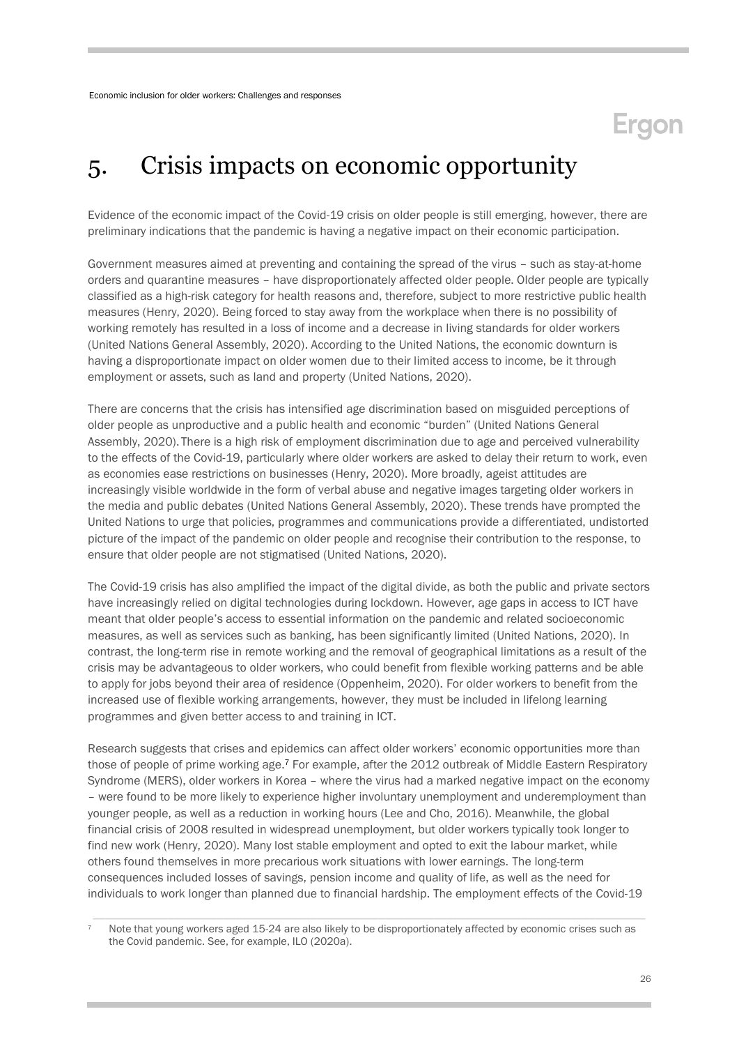# 5. Crisis impacts on economic opportunity

Evidence of the economic impact of the Covid-19 crisis on older people is still emerging, however, there are preliminary indications that the pandemic is having a negative impact on their economic participation.

Government measures aimed at preventing and containing the spread of the virus – such as stay-at-home orders and quarantine measures – have disproportionately affected older people. Older people are typically classified as a high-risk category for health reasons and, therefore, subject to more restrictive public health measures (Henry, 2020). Being forced to stay away from the workplace when there is no possibility of working remotely has resulted in a loss of income and a decrease in living standards for older workers (United Nations General Assembly, 2020). According to the United Nations, the economic downturn is having a disproportionate impact on older women due to their limited access to income, be it through employment or assets, such as land and property (United Nations, 2020).

There are concerns that the crisis has intensified age discrimination based on misguided perceptions of older people as unproductive and a public health and economic "burden" (United Nations General Assembly, 2020). There is a high risk of employment discrimination due to age and perceived vulnerability to the effects of the Covid-19, particularly where older workers are asked to delay their return to work, even as economies ease restrictions on businesses (Henry, 2020). More broadly, ageist attitudes are increasingly visible worldwide in the form of verbal abuse and negative images targeting older workers in the media and public debates (United Nations General Assembly, 2020). These trends have prompted the United Nations to urge that policies, programmes and communications provide a differentiated, undistorted picture of the impact of the pandemic on older people and recognise their contribution to the response, to ensure that older people are not stigmatised (United Nations, 2020).

The Covid-19 crisis has also amplified the impact of the digital divide, as both the public and private sectors have increasingly relied on digital technologies during lockdown. However, age gaps in access to ICT have meant that older people's access to essential information on the pandemic and related socioeconomic measures, as well as services such as banking, has been significantly limited (United Nations, 2020). In contrast, the long-term rise in remote working and the removal of geographical limitations as a result of the crisis may be advantageous to older workers, who could benefit from flexible working patterns and be able to apply for jobs beyond their area of residence (Oppenheim, 2020). For older workers to benefit from the increased use of flexible working arrangements, however, they must be included in lifelong learning programmes and given better access to and training in ICT.

Research suggests that crises and epidemics can affect older workers' economic opportunities more than those of people of prime working age.[7] For example, after the 2012 outbreak of Middle Eastern Respiratory Syndrome (MERS), older workers in Korea – where the virus had a marked negative impact on the economy – were found to be more likely to experience higher involuntary unemployment and underemployment than younger people, as well as a reduction in working hours (Lee and Cho, 2016). Meanwhile, the global financial crisis of 2008 resulted in widespread unemployment, but older workers typically took longer to find new work (Henry, 2020). Many lost stable employment and opted to exit the labour market, while others found themselves in more precarious work situations with lower earnings. The long-term consequences included losses of savings, pension income and quality of life, as well as the need for individuals to work longer than planned due to financial hardship. The employment effects of the Covid-19

[7] Note that young workers aged 15-24 are also likely to be disproportionately affected by economic crises such as the Covid pandemic. See, for example, ILO (2020a).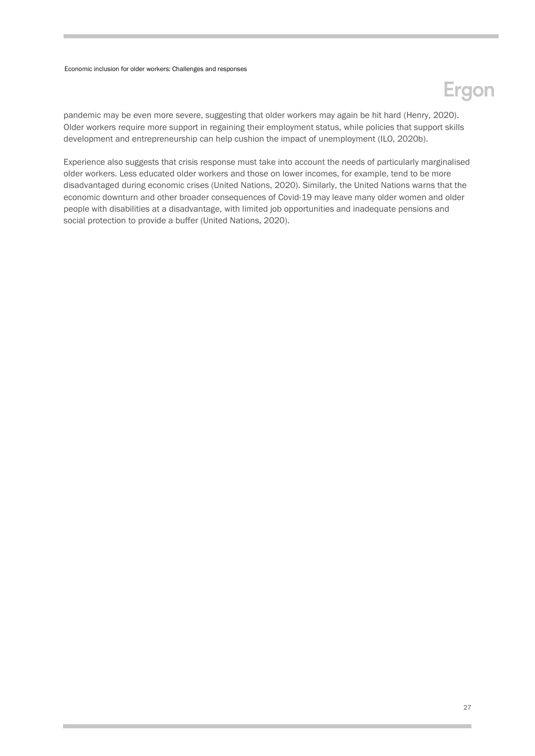pandemic may be even more severe, suggesting that older workers may again be hit hard (Henry, 2020). Older workers require more support in regaining their employment status, while policies that support skills development and entrepreneurship can help cushion the impact of unemployment (ILO, 2020b).

Experience also suggests that crisis response must take into account the needs of particularly marginalised older workers. Less educated older workers and those on lower incomes, for example, tend to be more disadvantaged during economic crises (United Nations, 2020). Similarly, the United Nations warns that the economic downturn and other broader consequences of Covid-19 may leave many older women and older people with disabilities at a disadvantage, with limited job opportunities and inadequate pensions and social protection to provide a buffer (United Nations, 2020).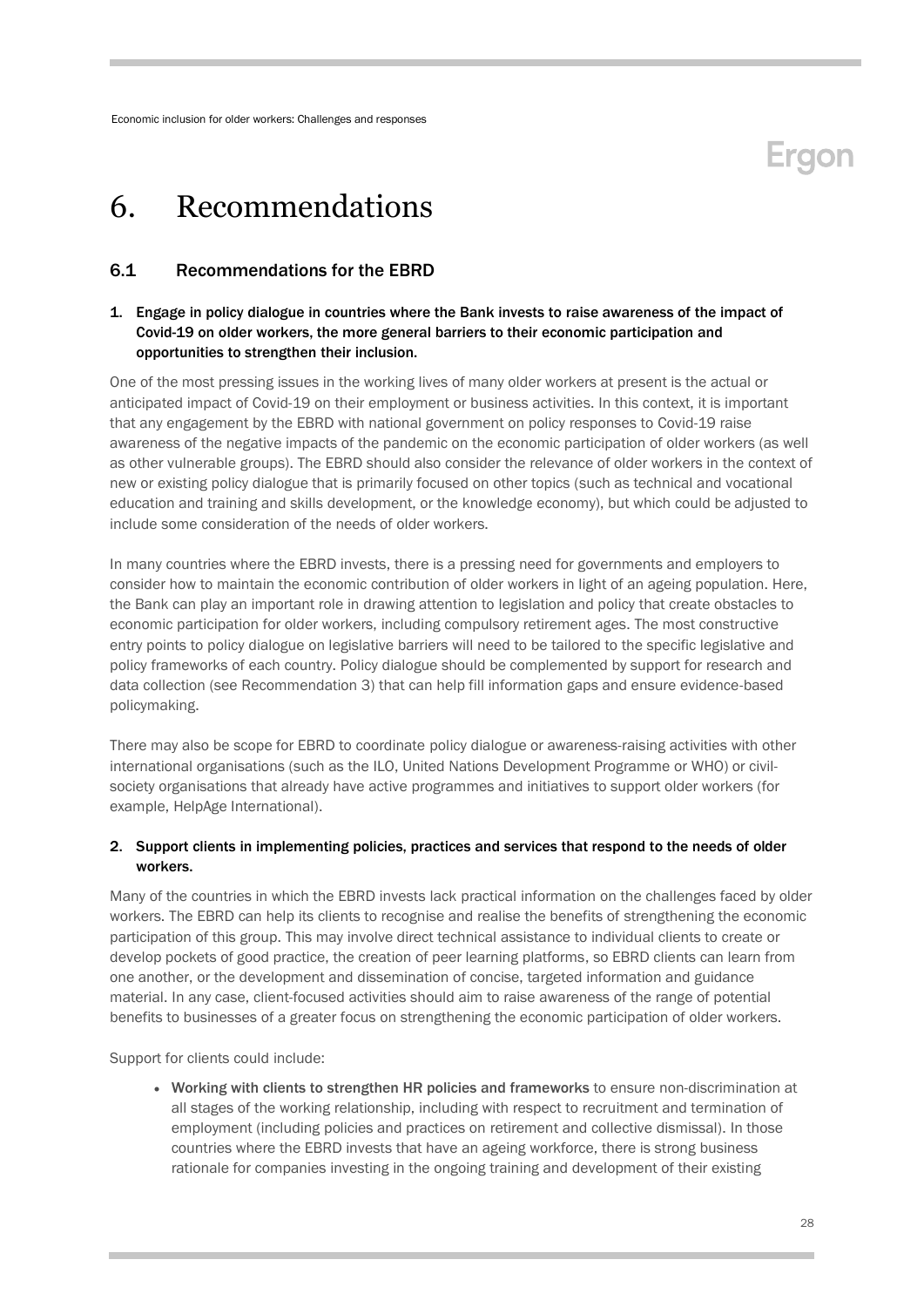# 6. Recommendations

## 6.1 Recommendations for the EBRD

**1. Engage in policy dialogue in countries where the Bank invests to raise awareness of the impact of Covid-19 on older workers, the more general barriers to their economic participation and opportunities to strengthen their inclusion.**

One of the most pressing issues in the working lives of many older workers at present is the actual or anticipated impact of Covid-19 on their employment or business activities. In this context, it is important that any engagement by the EBRD with national government on policy responses to Covid-19 raise awareness of the negative impacts of the pandemic on the economic participation of older workers (as well as other vulnerable groups). The EBRD should also consider the relevance of older workers in the context of new or existing policy dialogue that is primarily focused on other topics (such as technical and vocational education and training and skills development, or the knowledge economy), but which could be adjusted to include some consideration of the needs of older workers.

In many countries where the EBRD invests, there is a pressing need for governments and employers to consider how to maintain the economic contribution of older workers in light of an ageing population. Here, the Bank can play an important role in drawing attention to legislation and policy that create obstacles to economic participation for older workers, including compulsory retirement ages. The most constructive entry points to policy dialogue on legislative barriers will need to be tailored to the specific legislative and policy frameworks of each country. Policy dialogue should be complemented by support for research and data collection (see Recommendation 3) that can help fill information gaps and ensure evidence-based policymaking.

There may also be scope for EBRD to coordinate policy dialogue or awareness-raising activities with other international organisations (such as the ILO, United Nations Development Programme or WHO) or civil-society organisations that already have active programmes and initiatives to support older workers (for example, HelpAge International).

**2. Support clients in implementing policies, practices and services that respond to the needs of older workers.**

Many of the countries in which the EBRD invests lack practical information on the challenges faced by older workers. The EBRD can help its clients to recognise and realise the benefits of strengthening the economic participation of this group. This may involve direct technical assistance to individual clients to create or develop pockets of good practice, the creation of peer learning platforms, so EBRD clients can learn from one another, or the development and dissemination of concise, targeted information and guidance material. In any case, client-focused activities should aim to raise awareness of the range of potential benefits to businesses of a greater focus on strengthening the economic participation of older workers.

Support for clients could include:

- **Working with clients to strengthen HR policies and frameworks** to ensure non-discrimination at all stages of the working relationship, including with respect to recruitment and termination of employment (including policies and practices on retirement and collective dismissal). In those countries where the EBRD invests that have an ageing workforce, there is strong business rationale for companies investing in the ongoing training and development of their existing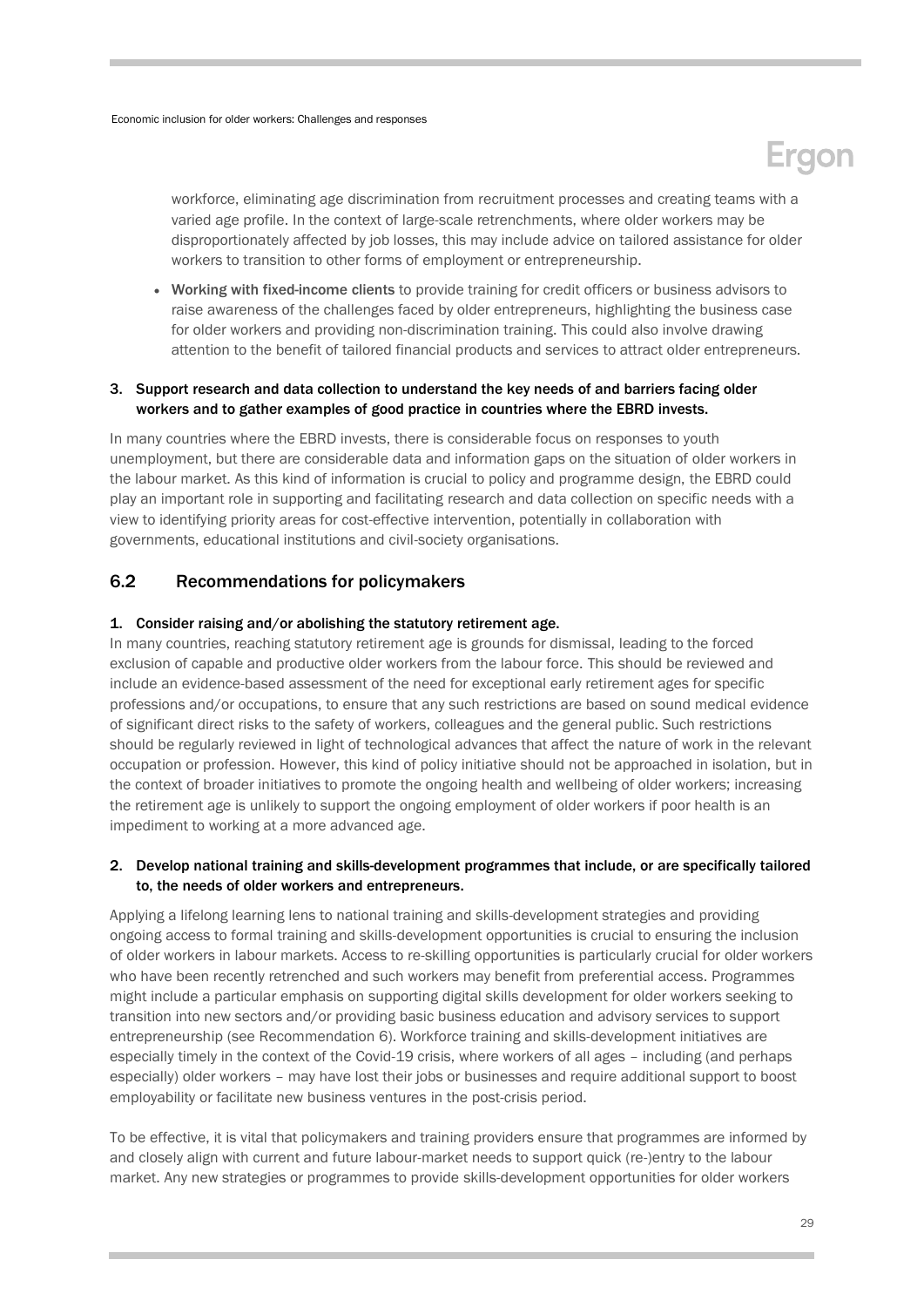workforce, eliminating age discrimination from recruitment processes and creating teams with a varied age profile. In the context of large-scale retrenchments, where older workers may be disproportionately affected by job losses, this may include advice on tailored assistance for older workers to transition to other forms of employment or entrepreneurship.

- **Working with fixed-income clients** to provide training for credit officers or business advisors to raise awareness of the challenges faced by older entrepreneurs, highlighting the business case for older workers and providing non-discrimination training. This could also involve drawing attention to the benefit of tailored financial products and services to attract older entrepreneurs.

3. **Support research and data collection to understand the key needs of and barriers facing older workers and to gather examples of good practice in countries where the EBRD invests.**

In many countries where the EBRD invests, there is considerable focus on responses to youth unemployment, but there are considerable data and information gaps on the situation of older workers in the labour market. As this kind of information is crucial to policy and programme design, the EBRD could play an important role in supporting and facilitating research and data collection on specific needs with a view to identifying priority areas for cost-effective intervention, potentially in collaboration with governments, educational institutions and civil-society organisations.

## 6.2 Recommendations for policymakers

1. **Consider raising and/or abolishing the statutory retirement age.**

In many countries, reaching statutory retirement age is grounds for dismissal, leading to the forced exclusion of capable and productive older workers from the labour force. This should be reviewed and include an evidence-based assessment of the need for exceptional early retirement ages for specific professions and/or occupations, to ensure that any such restrictions are based on sound medical evidence of significant direct risks to the safety of workers, colleagues and the general public. Such restrictions should be regularly reviewed in light of technological advances that affect the nature of work in the relevant occupation or profession. However, this kind of policy initiative should not be approached in isolation, but in the context of broader initiatives to promote the ongoing health and wellbeing of older workers; increasing the retirement age is unlikely to support the ongoing employment of older workers if poor health is an impediment to working at a more advanced age.

2. **Develop national training and skills-development programmes that include, or are specifically tailored to, the needs of older workers and entrepreneurs.**

Applying a lifelong learning lens to national training and skills-development strategies and providing ongoing access to formal training and skills-development opportunities is crucial to ensuring the inclusion of older workers in labour markets. Access to re-skilling opportunities is particularly crucial for older workers who have been recently retrenched and such workers may benefit from preferential access. Programmes might include a particular emphasis on supporting digital skills development for older workers seeking to transition into new sectors and/or providing basic business education and advisory services to support entrepreneurship (see Recommendation 6). Workforce training and skills-development initiatives are especially timely in the context of the Covid-19 crisis, where workers of all ages – including (and perhaps especially) older workers – may have lost their jobs or businesses and require additional support to boost employability or facilitate new business ventures in the post-crisis period.

To be effective, it is vital that policymakers and training providers ensure that programmes are informed by and closely align with current and future labour-market needs to support quick (re-)entry to the labour market. Any new strategies or programmes to provide skills-development opportunities for older workers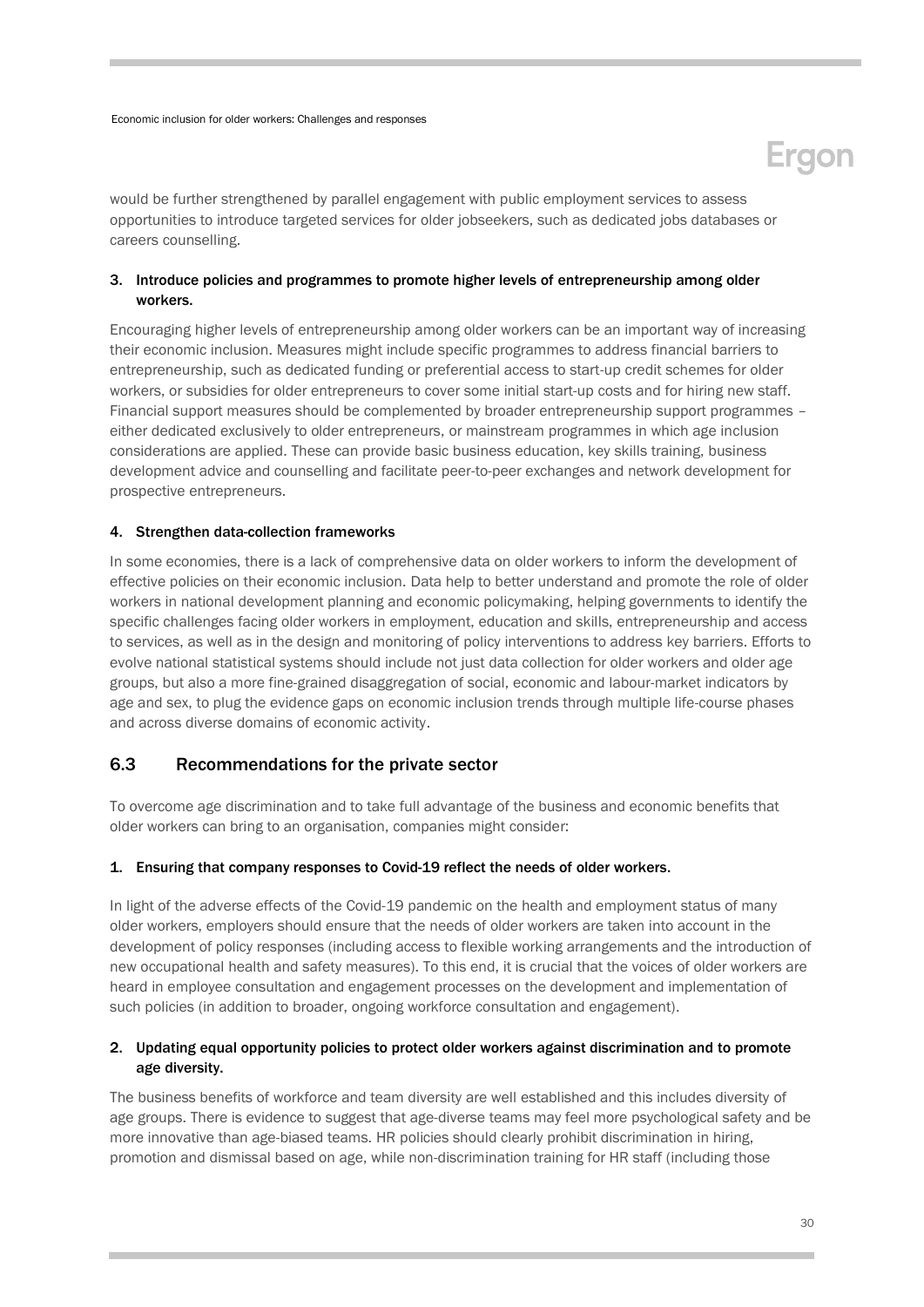would be further strengthened by parallel engagement with public employment services to assess opportunities to introduce targeted services for older jobseekers, such as dedicated jobs databases or careers counselling.

3. **Introduce policies and programmes to promote higher levels of entrepreneurship among older workers.**

Encouraging higher levels of entrepreneurship among older workers can be an important way of increasing their economic inclusion. Measures might include specific programmes to address financial barriers to entrepreneurship, such as dedicated funding or preferential access to start-up credit schemes for older workers, or subsidies for older entrepreneurs to cover some initial start-up costs and for hiring new staff. Financial support measures should be complemented by broader entrepreneurship support programmes – either dedicated exclusively to older entrepreneurs, or mainstream programmes in which age inclusion considerations are applied. These can provide basic business education, key skills training, business development advice and counselling and facilitate peer-to-peer exchanges and network development for prospective entrepreneurs.

4. **Strengthen data-collection frameworks**

In some economies, there is a lack of comprehensive data on older workers to inform the development of effective policies on their economic inclusion. Data help to better understand and promote the role of older workers in national development planning and economic policymaking, helping governments to identify the specific challenges facing older workers in employment, education and skills, entrepreneurship and access to services, as well as in the design and monitoring of policy interventions to address key barriers. Efforts to evolve national statistical systems should include not just data collection for older workers and older age groups, but also a more fine-grained disaggregation of social, economic and labour-market indicators by age and sex, to plug the evidence gaps on economic inclusion trends through multiple life-course phases and across diverse domains of economic activity.

## 6.3 Recommendations for the private sector

To overcome age discrimination and to take full advantage of the business and economic benefits that older workers can bring to an organisation, companies might consider:

1. **Ensuring that company responses to Covid-19 reflect the needs of older workers.**

In light of the adverse effects of the Covid-19 pandemic on the health and employment status of many older workers, employers should ensure that the needs of older workers are taken into account in the development of policy responses (including access to flexible working arrangements and the introduction of new occupational health and safety measures). To this end, it is crucial that the voices of older workers are heard in employee consultation and engagement processes on the development and implementation of such policies (in addition to broader, ongoing workforce consultation and engagement).

2. **Updating equal opportunity policies to protect older workers against discrimination and to promote age diversity.**

The business benefits of workforce and team diversity are well established and this includes diversity of age groups. There is evidence to suggest that age-diverse teams may feel more psychological safety and be more innovative than age-biased teams. HR policies should clearly prohibit discrimination in hiring, promotion and dismissal based on age, while non-discrimination training for HR staff (including those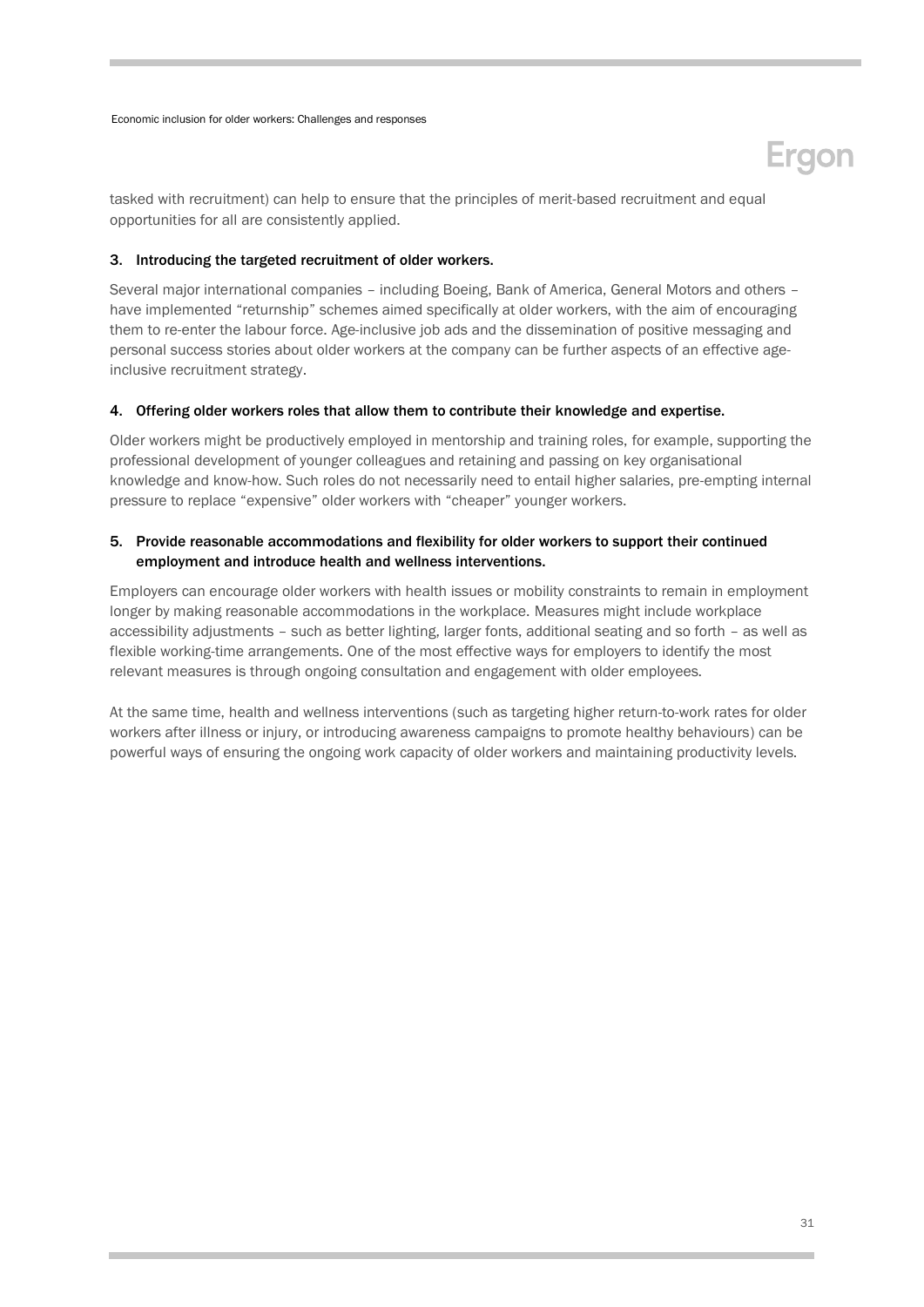tasked with recruitment) can help to ensure that the principles of merit-based recruitment and equal opportunities for all are consistently applied.

3. **Introducing the targeted recruitment of older workers.**

Several major international companies – including Boeing, Bank of America, General Motors and others – have implemented "returnship" schemes aimed specifically at older workers, with the aim of encouraging them to re-enter the labour force. Age-inclusive job ads and the dissemination of positive messaging and personal success stories about older workers at the company can be further aspects of an effective age-inclusive recruitment strategy.

4. **Offering older workers roles that allow them to contribute their knowledge and expertise.**

Older workers might be productively employed in mentorship and training roles, for example, supporting the professional development of younger colleagues and retaining and passing on key organisational knowledge and know-how. Such roles do not necessarily need to entail higher salaries, pre-empting internal pressure to replace "expensive" older workers with "cheaper" younger workers.

5. **Provide reasonable accommodations and flexibility for older workers to support their continued employment and introduce health and wellness interventions.**

Employers can encourage older workers with health issues or mobility constraints to remain in employment longer by making reasonable accommodations in the workplace. Measures might include workplace accessibility adjustments – such as better lighting, larger fonts, additional seating and so forth – as well as flexible working-time arrangements. One of the most effective ways for employers to identify the most relevant measures is through ongoing consultation and engagement with older employees.

At the same time, health and wellness interventions (such as targeting higher return-to-work rates for older workers after illness or injury, or introducing awareness campaigns to promote healthy behaviours) can be powerful ways of ensuring the ongoing work capacity of older workers and maintaining productivity levels.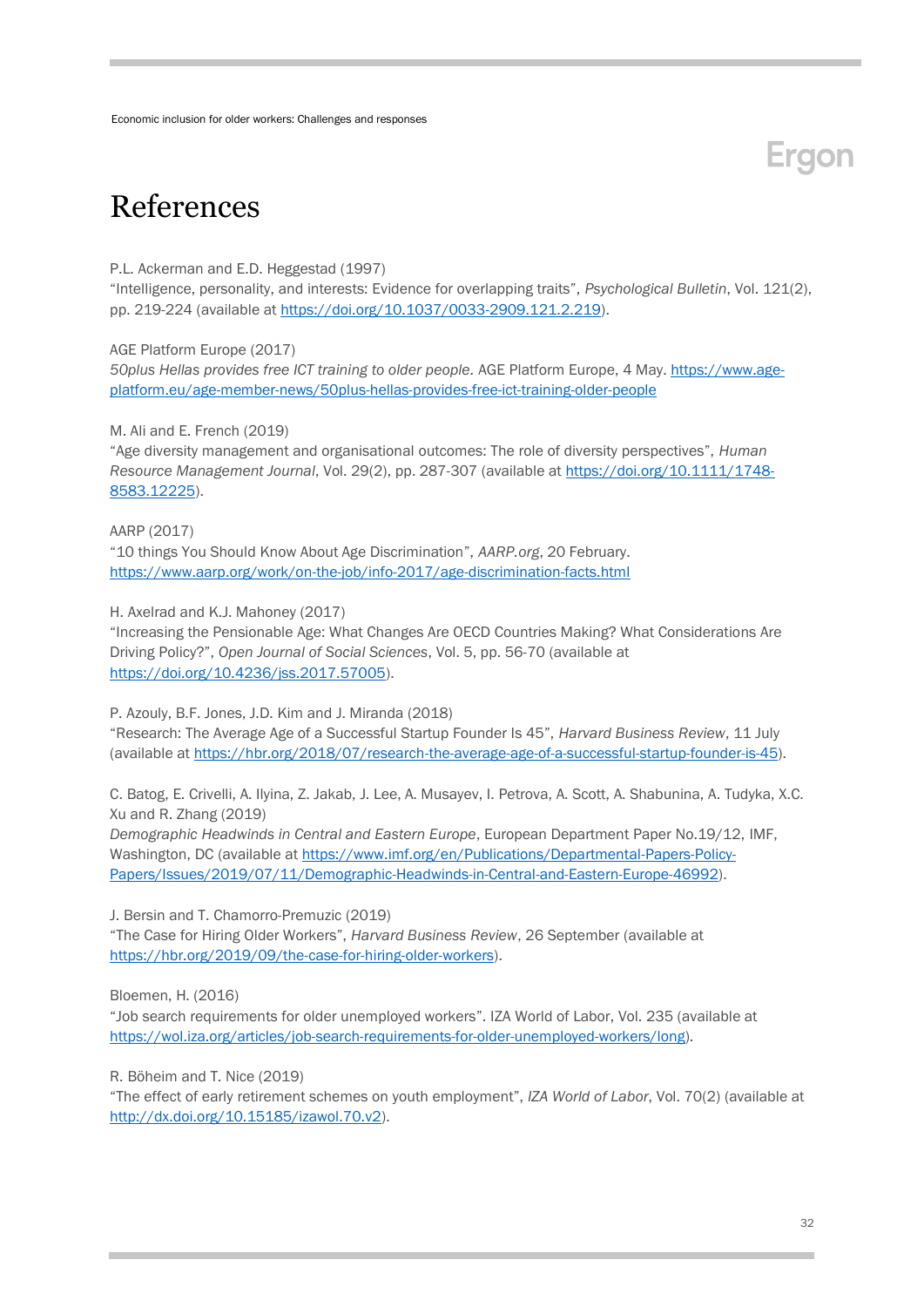# References

P.L. Ackerman and E.D. Heggestad (1997)
"Intelligence, personality, and interests: Evidence for overlapping traits", *Psychological Bulletin*, Vol. 121(2), pp. 219-224 (available at https://doi.org/10.1037/0033-2909.121.2.219).

AGE Platform Europe (2017)
*50plus Hellas provides free ICT training to older people*. AGE Platform Europe, 4 May. https://www.age-platform.eu/age-member-news/50plus-hellas-provides-free-ict-training-older-people

M. Ali and E. French (2019)
"Age diversity management and organisational outcomes: The role of diversity perspectives", *Human Resource Management Journal*, Vol. 29(2), pp. 287-307 (available at https://doi.org/10.1111/1748-8583.12225).

AARP (2017)
"10 things You Should Know About Age Discrimination", *AARP.org*, 20 February. https://www.aarp.org/work/on-the-job/info-2017/age-discrimination-facts.html

H. Axelrad and K.J. Mahoney (2017)
"Increasing the Pensionable Age: What Changes Are OECD Countries Making? What Considerations Are Driving Policy?", *Open Journal of Social Sciences*, Vol. 5, pp. 56-70 (available at https://doi.org/10.4236/jss.2017.57005).

P. Azouly, B.F. Jones, J.D. Kim and J. Miranda (2018)
"Research: The Average Age of a Successful Startup Founder Is 45", *Harvard Business Review*, 11 July (available at https://hbr.org/2018/07/research-the-average-age-of-a-successful-startup-founder-is-45).

C. Batog, E. Crivelli, A. Ilyina, Z. Jakab, J. Lee, A. Musayev, I. Petrova, A. Scott, A. Shabunina, A. Tudyka, X.C. Xu and R. Zhang (2019)
*Demographic Headwinds in Central and Eastern Europe*, European Department Paper No.19/12, IMF, Washington, DC (available at https://www.imf.org/en/Publications/Departmental-Papers-Policy-Papers/Issues/2019/07/11/Demographic-Headwinds-in-Central-and-Eastern-Europe-46992).

J. Bersin and T. Chamorro-Premuzic (2019)
"The Case for Hiring Older Workers", *Harvard Business Review*, 26 September (available at https://hbr.org/2019/09/the-case-for-hiring-older-workers).

Bloemen, H. (2016)
"Job search requirements for older unemployed workers". IZA World of Labor, Vol. 235 (available at https://wol.iza.org/articles/job-search-requirements-for-older-unemployed-workers/long).

R. Böheim and T. Nice (2019)
"The effect of early retirement schemes on youth employment", *IZA World of Labor*, Vol. 70(2) (available at http://dx.doi.org/10.15185/izawol.70.v2).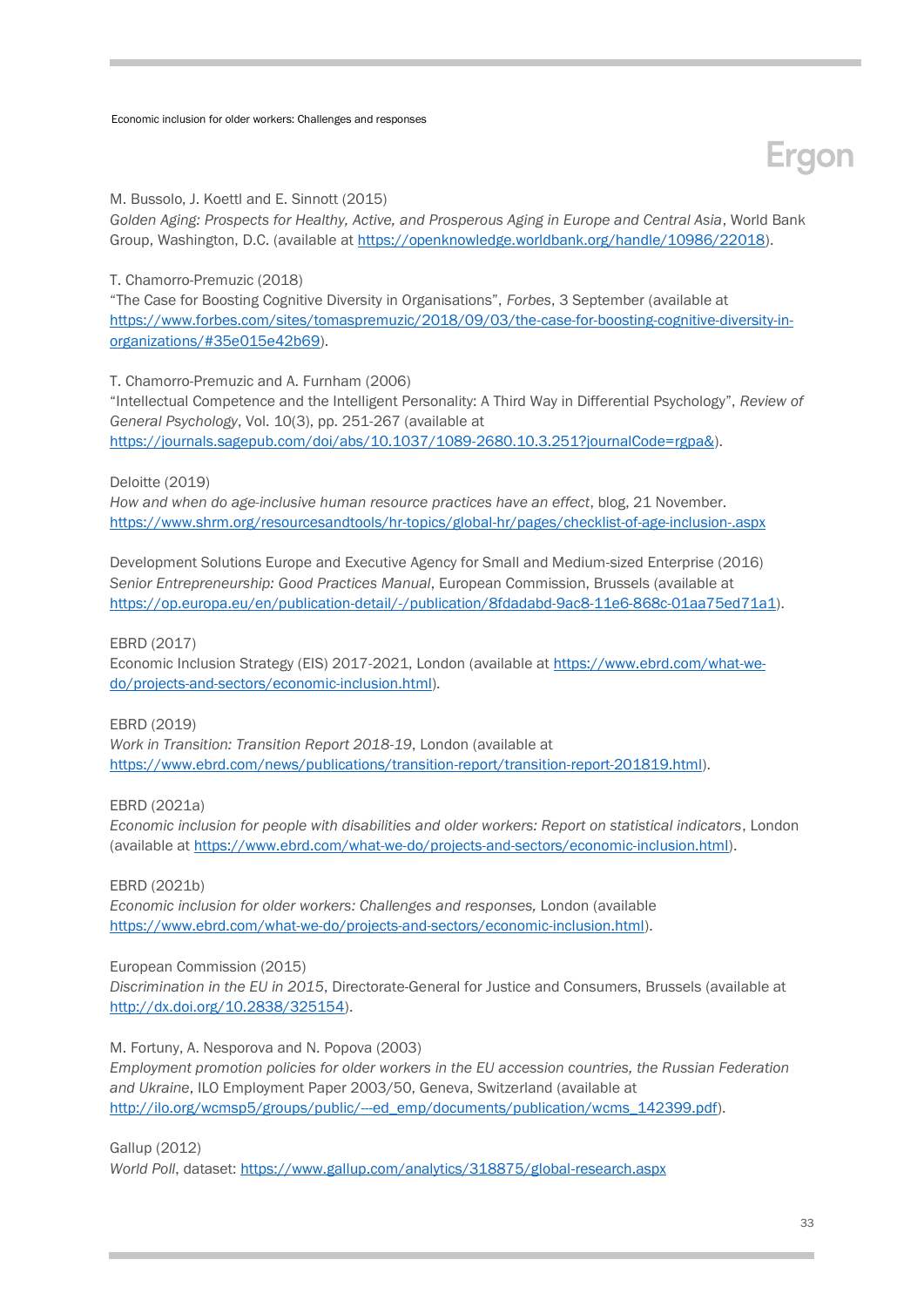M. Bussolo, J. Koettl and E. Sinnott (2015)
*Golden Aging: Prospects for Healthy, Active, and Prosperous Aging in Europe and Central Asia*, World Bank Group, Washington, D.C. (available at https://openknowledge.worldbank.org/handle/10986/22018).

T. Chamorro-Premuzic (2018)
"The Case for Boosting Cognitive Diversity in Organisations", *Forbes*, 3 September (available at https://www.forbes.com/sites/tomaspremuzic/2018/09/03/the-case-for-boosting-cognitive-diversity-in-organizations/#35e015e42b69).

T. Chamorro-Premuzic and A. Furnham (2006)
"Intellectual Competence and the Intelligent Personality: A Third Way in Differential Psychology", *Review of General Psychology*, Vol. 10(3), pp. 251-267 (available at https://journals.sagepub.com/doi/abs/10.1037/1089-2680.10.3.251?journalCode=rgpa&).

Deloitte (2019)
*How and when do age-inclusive human resource practices have an effect*, blog, 21 November. https://www.shrm.org/resourcesandtools/hr-topics/global-hr/pages/checklist-of-age-inclusion-.aspx

Development Solutions Europe and Executive Agency for Small and Medium-sized Enterprise (2016)
*Senior Entrepreneurship: Good Practices Manual*, European Commission, Brussels (available at https://op.europa.eu/en/publication-detail/-/publication/8fdadabd-9ac8-11e6-868c-01aa75ed71a1).

EBRD (2017)
Economic Inclusion Strategy (EIS) 2017-2021, London (available at https://www.ebrd.com/what-we-do/projects-and-sectors/economic-inclusion.html).

EBRD (2019)
*Work in Transition: Transition Report 2018-19*, London (available at https://www.ebrd.com/news/publications/transition-report/transition-report-201819.html).

EBRD (2021a)
*Economic inclusion for people with disabilities and older workers: Report on statistical indicators*, London (available at https://www.ebrd.com/what-we-do/projects-and-sectors/economic-inclusion.html).

EBRD (2021b)
*Economic inclusion for older workers: Challenges and responses,* London (available https://www.ebrd.com/what-we-do/projects-and-sectors/economic-inclusion.html).

European Commission (2015)
*Discrimination in the EU in 2015*, Directorate-General for Justice and Consumers, Brussels (available at http://dx.doi.org/10.2838/325154).

M. Fortuny, A. Nesporova and N. Popova (2003)
*Employment promotion policies for older workers in the EU accession countries, the Russian Federation and Ukraine*, ILO Employment Paper 2003/50, Geneva, Switzerland (available at http://ilo.org/wcmsp5/groups/public/---ed_emp/documents/publication/wcms_142399.pdf).

Gallup (2012)
*World Poll*, dataset: https://www.gallup.com/analytics/318875/global-research.aspx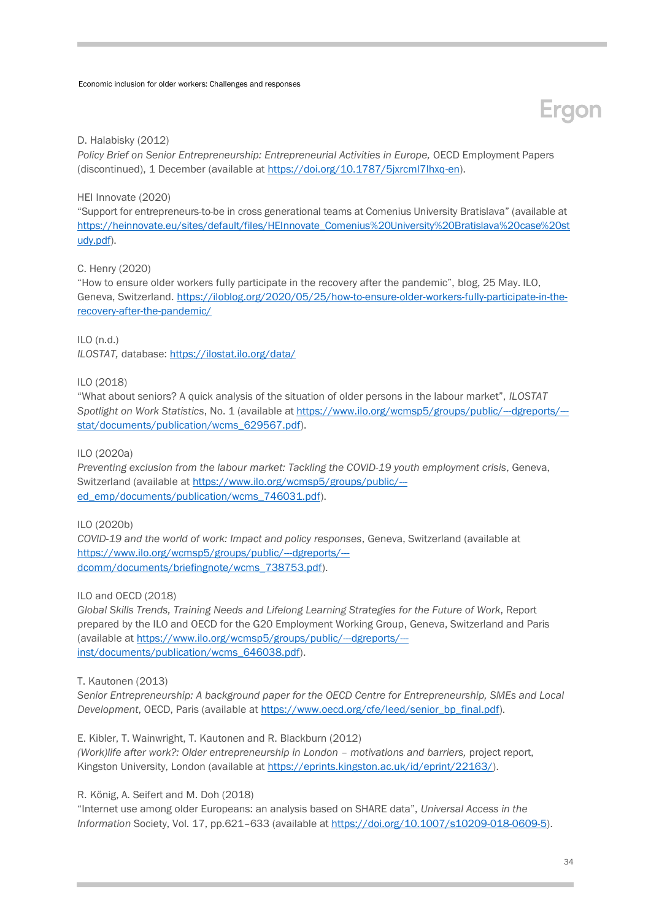D. Halabisky (2012)
*Policy Brief on Senior Entrepreneurship: Entrepreneurial Activities in Europe,* OECD Employment Papers (discontinued), 1 December (available at https://doi.org/10.1787/5jxrcml7lhxq-en).

HEI Innovate (2020)
"Support for entrepreneurs-to-be in cross generational teams at Comenius University Bratislava" (available at https://heinnovate.eu/sites/default/files/HEInnovate_Comenius%20University%20Bratislava%20case%20study.pdf).

C. Henry (2020)
"How to ensure older workers fully participate in the recovery after the pandemic", blog, 25 May. ILO, Geneva, Switzerland. https://iloblog.org/2020/05/25/how-to-ensure-older-workers-fully-participate-in-the-recovery-after-the-pandemic/

ILO (n.d.)
*ILOSTAT,* database: https://ilostat.ilo.org/data/

ILO (2018)
"What about seniors? A quick analysis of the situation of older persons in the labour market", *ILOSTAT Spotlight on Work Statistics*, No. 1 (available at https://www.ilo.org/wcmsp5/groups/public/---dgreports/---stat/documents/publication/wcms_629567.pdf).

ILO (2020a)
*Preventing exclusion from the labour market: Tackling the COVID-19 youth employment crisis*, Geneva, Switzerland (available at https://www.ilo.org/wcmsp5/groups/public/---ed_emp/documents/publication/wcms_746031.pdf).

ILO (2020b)
*COVID-19 and the world of work: Impact and policy responses*, Geneva, Switzerland (available at https://www.ilo.org/wcmsp5/groups/public/---dgreports/---dcomm/documents/briefingnote/wcms_738753.pdf).

ILO and OECD (2018)
*Global Skills Trends, Training Needs and Lifelong Learning Strategies for the Future of Work*, Report prepared by the ILO and OECD for the G20 Employment Working Group, Geneva, Switzerland and Paris (available at https://www.ilo.org/wcmsp5/groups/public/---dgreports/---inst/documents/publication/wcms_646038.pdf).

T. Kautonen (2013)
*Senior Entrepreneurship: A background paper for the OECD Centre for Entrepreneurship, SMEs and Local Development*, OECD, Paris (available at https://www.oecd.org/cfe/leed/senior_bp_final.pdf).

E. Kibler, T. Wainwright, T. Kautonen and R. Blackburn (2012)
*(Work)life after work?: Older entrepreneurship in London – motivations and barriers,* project report, Kingston University, London (available at https://eprints.kingston.ac.uk/id/eprint/22163/).

R. König, A. Seifert and M. Doh (2018)
"Internet use among older Europeans: an analysis based on SHARE data", *Universal Access in the Information* Society, Vol. 17, pp.621–633 (available at https://doi.org/10.1007/s10209-018-0609-5).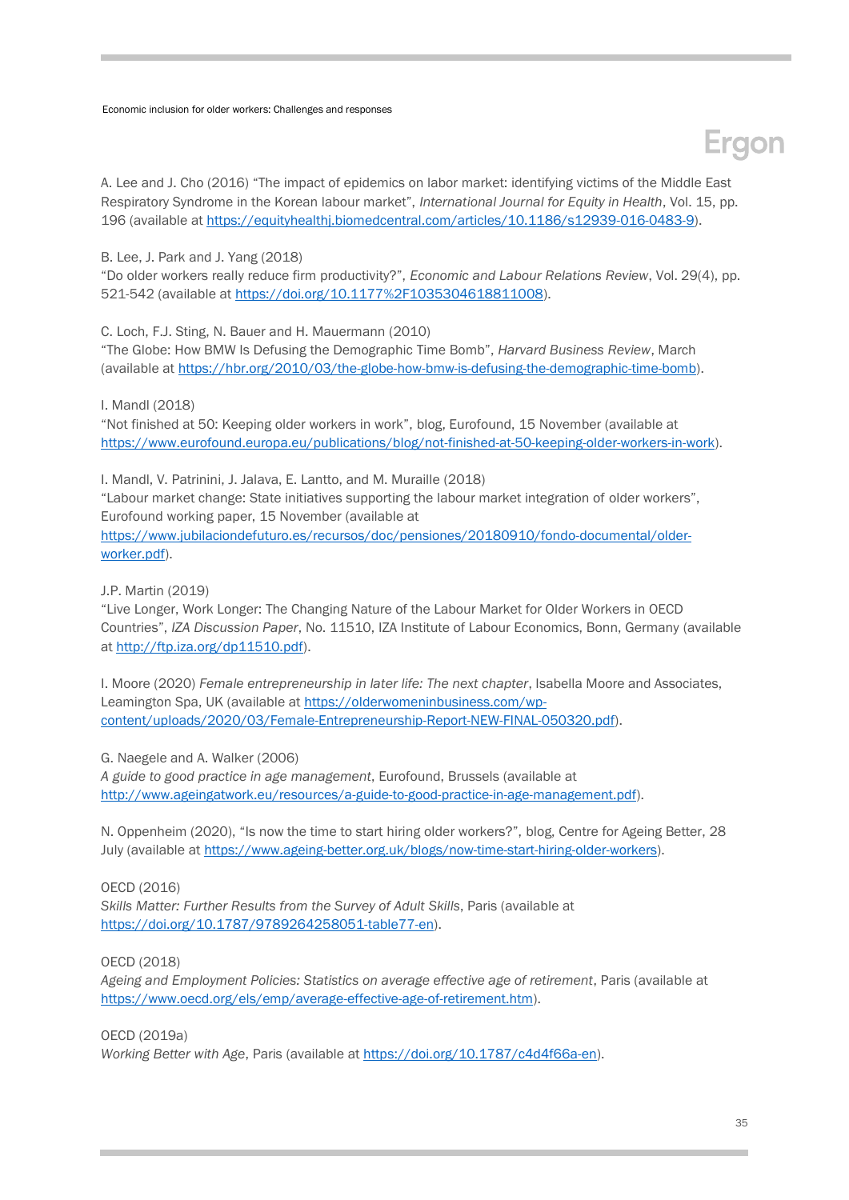A. Lee and J. Cho (2016) "The impact of epidemics on labor market: identifying victims of the Middle East Respiratory Syndrome in the Korean labour market", *International Journal for Equity in Health*, Vol. 15, pp. 196 (available at https://equityhealthj.biomedcentral.com/articles/10.1186/s12939-016-0483-9).

B. Lee, J. Park and J. Yang (2018)
"Do older workers really reduce firm productivity?", *Economic and Labour Relations Review*, Vol. 29(4), pp. 521-542 (available at https://doi.org/10.1177%2F1035304618811008).

C. Loch, F.J. Sting, N. Bauer and H. Mauermann (2010)
"The Globe: How BMW Is Defusing the Demographic Time Bomb", *Harvard Business Review*, March (available at https://hbr.org/2010/03/the-globe-how-bmw-is-defusing-the-demographic-time-bomb).

I. Mandl (2018)
"Not finished at 50: Keeping older workers in work", blog, Eurofound, 15 November (available at https://www.eurofound.europa.eu/publications/blog/not-finished-at-50-keeping-older-workers-in-work).

I. Mandl, V. Patrinini, J. Jalava, E. Lantto, and M. Muraille (2018)
"Labour market change: State initiatives supporting the labour market integration of older workers", Eurofound working paper, 15 November (available at https://www.jubilaciondefuturo.es/recursos/doc/pensiones/20180910/fondo-documental/older-worker.pdf).

J.P. Martin (2019)
"Live Longer, Work Longer: The Changing Nature of the Labour Market for Older Workers in OECD Countries", *IZA Discussion Paper*, No. 11510, IZA Institute of Labour Economics, Bonn, Germany (available at http://ftp.iza.org/dp11510.pdf).

I. Moore (2020) *Female entrepreneurship in later life: The next chapter*, Isabella Moore and Associates, Leamington Spa, UK (available at https://olderwomeninbusiness.com/wp-content/uploads/2020/03/Female-Entrepreneurship-Report-NEW-FINAL-050320.pdf).

G. Naegele and A. Walker (2006)
*A guide to good practice in age management*, Eurofound, Brussels (available at http://www.ageingatwork.eu/resources/a-guide-to-good-practice-in-age-management.pdf).

N. Oppenheim (2020), "Is now the time to start hiring older workers?", blog, Centre for Ageing Better, 28 July (available at https://www.ageing-better.org.uk/blogs/now-time-start-hiring-older-workers).

OECD (2016)
*Skills Matter: Further Results from the Survey of Adult Skills*, Paris (available at https://doi.org/10.1787/9789264258051-table77-en).

OECD (2018)
*Ageing and Employment Policies: Statistics on average effective age of retirement*, Paris (available at https://www.oecd.org/els/emp/average-effective-age-of-retirement.htm).

OECD (2019a)
*Working Better with Age*, Paris (available at https://doi.org/10.1787/c4d4f66a-en).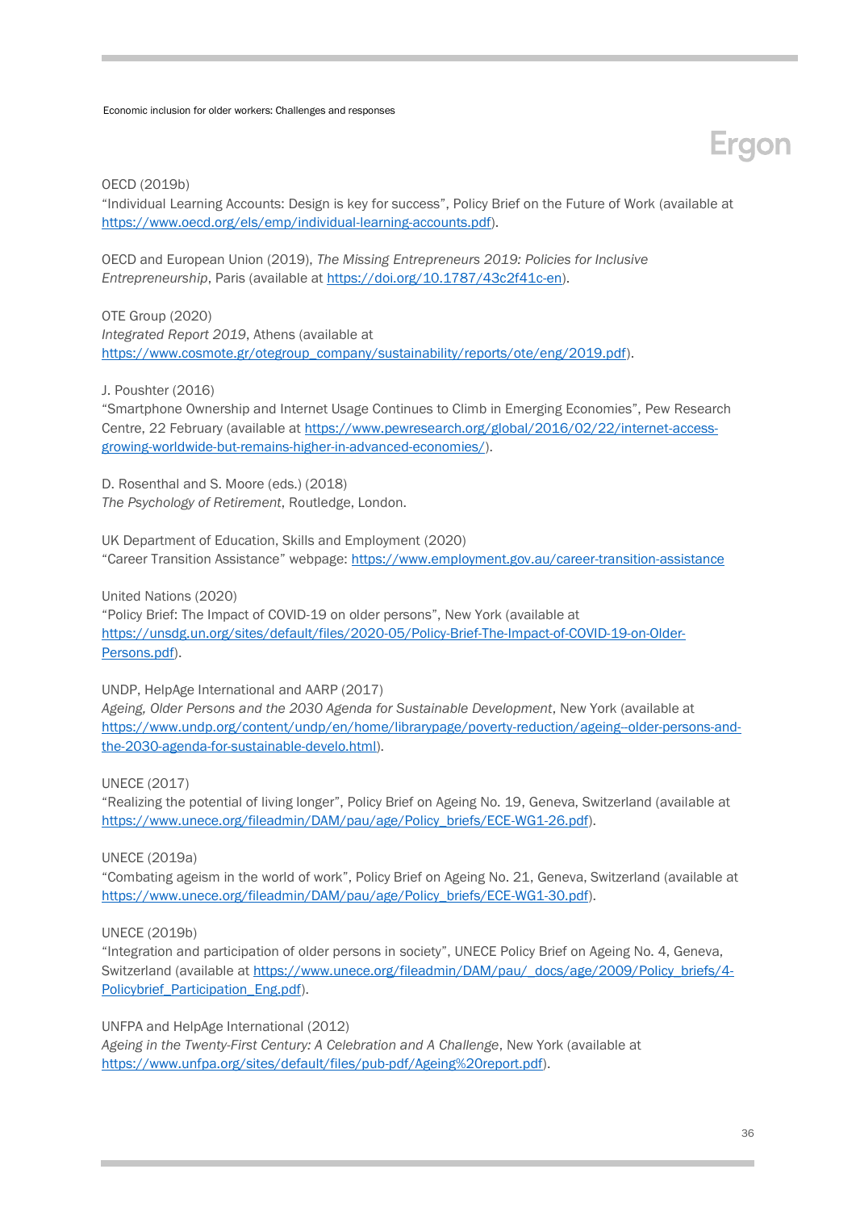OECD (2019b)
"Individual Learning Accounts: Design is key for success", Policy Brief on the Future of Work (available at https://www.oecd.org/els/emp/individual-learning-accounts.pdf).

OECD and European Union (2019), *The Missing Entrepreneurs 2019: Policies for Inclusive Entrepreneurship*, Paris (available at https://doi.org/10.1787/43c2f41c-en).

OTE Group (2020)
*Integrated Report 2019*, Athens (available at https://www.cosmote.gr/otegroup_company/sustainability/reports/ote/eng/2019.pdf).

J. Poushter (2016)
"Smartphone Ownership and Internet Usage Continues to Climb in Emerging Economies", Pew Research Centre, 22 February (available at https://www.pewresearch.org/global/2016/02/22/internet-access-growing-worldwide-but-remains-higher-in-advanced-economies/).

D. Rosenthal and S. Moore (eds.) (2018)
*The Psychology of Retirement*, Routledge, London.

UK Department of Education, Skills and Employment (2020)
"Career Transition Assistance" webpage: https://www.employment.gov.au/career-transition-assistance

United Nations (2020)
"Policy Brief: The Impact of COVID-19 on older persons", New York (available at https://unsdg.un.org/sites/default/files/2020-05/Policy-Brief-The-Impact-of-COVID-19-on-Older-Persons.pdf).

UNDP, HelpAge International and AARP (2017)
*Ageing, Older Persons and the 2030 Agenda for Sustainable Development*, New York (available at https://www.undp.org/content/undp/en/home/librarypage/poverty-reduction/ageing--older-persons-and-the-2030-agenda-for-sustainable-develo.html).

UNECE (2017)
"Realizing the potential of living longer", Policy Brief on Ageing No. 19, Geneva, Switzerland (available at https://www.unece.org/fileadmin/DAM/pau/age/Policy_briefs/ECE-WG1-26.pdf).

UNECE (2019a)
"Combating ageism in the world of work", Policy Brief on Ageing No. 21, Geneva, Switzerland (available at https://www.unece.org/fileadmin/DAM/pau/age/Policy_briefs/ECE-WG1-30.pdf).

UNECE (2019b)
"Integration and participation of older persons in society", UNECE Policy Brief on Ageing No. 4, Geneva, Switzerland (available at https://www.unece.org/fileadmin/DAM/pau/_docs/age/2009/Policy_briefs/4-Policybrief_Participation_Eng.pdf).

UNFPA and HelpAge International (2012)
*Ageing in the Twenty-First Century: A Celebration and A Challenge*, New York (available at https://www.unfpa.org/sites/default/files/pub-pdf/Ageing%20report.pdf).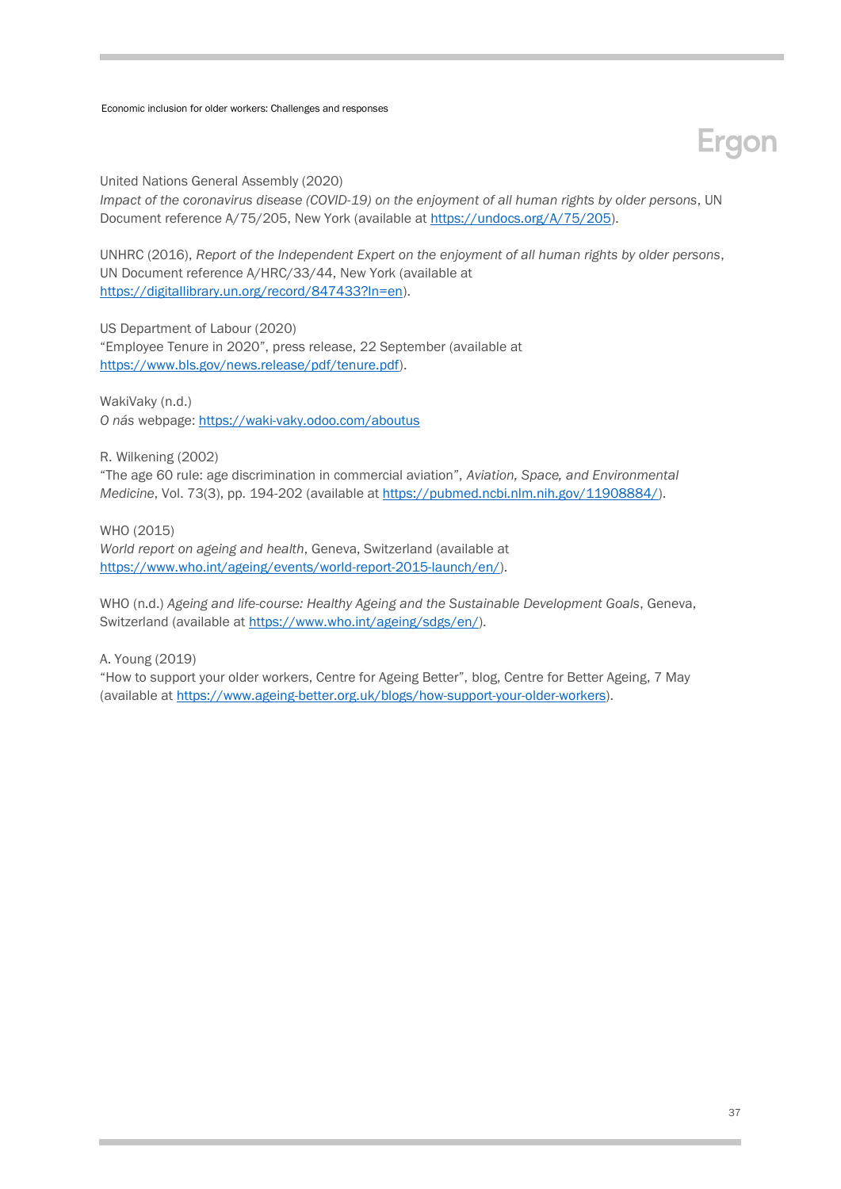United Nations General Assembly (2020)
*Impact of the coronavirus disease (COVID-19) on the enjoyment of all human rights by older persons*, UN Document reference A/75/205, New York (available at https://undocs.org/A/75/205).

UNHRC (2016), *Report of the Independent Expert on the enjoyment of all human rights by older persons*, UN Document reference A/HRC/33/44, New York (available at https://digitallibrary.un.org/record/847433?ln=en).

US Department of Labour (2020)
"Employee Tenure in 2020", press release, 22 September (available at https://www.bls.gov/news.release/pdf/tenure.pdf).

WakiVaky (n.d.)
*O nás* webpage: https://waki-vaky.odoo.com/aboutus

R. Wilkening (2002)
"The age 60 rule: age discrimination in commercial aviation", *Aviation, Space, and Environmental Medicine*, Vol. 73(3), pp. 194-202 (available at https://pubmed.ncbi.nlm.nih.gov/11908884/).

WHO (2015)
*World report on ageing and health*, Geneva, Switzerland (available at https://www.who.int/ageing/events/world-report-2015-launch/en/).

WHO (n.d.) *Ageing and life-course: Healthy Ageing and the Sustainable Development Goals*, Geneva, Switzerland (available at https://www.who.int/ageing/sdgs/en/).

A. Young (2019)
"How to support your older workers, Centre for Ageing Better", blog, Centre for Better Ageing, 7 May (available at https://www.ageing-better.org.uk/blogs/how-support-your-older-workers).